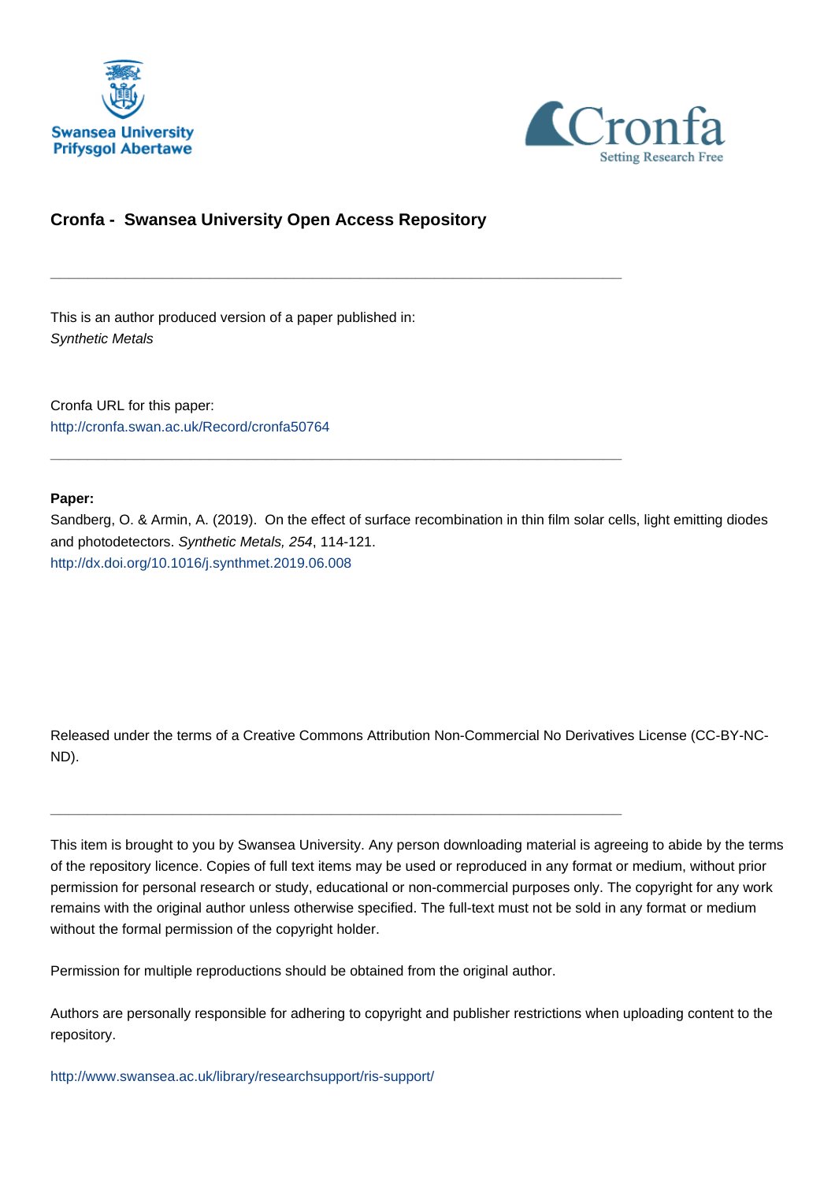Swansea University
Prifysgol Abertawe

Cronfa
Setting Research Free

# Cronfa - Swansea University Open Access Repository

---

This is an author produced version of a paper published in:
*Synthetic Metals*

Cronfa URL for this paper:
http://cronfa.swan.ac.uk/Record/cronfa50764

---

**Paper:**
Sandberg, O. & Armin, A. (2019). On the effect of surface recombination in thin film solar cells, light emitting diodes and photodetectors. *Synthetic Metals, 254*, 114-121.
http://dx.doi.org/10.1016/j.synthmet.2019.06.008

Released under the terms of a Creative Commons Attribution Non-Commercial No Derivatives License (CC-BY-NC-ND).

---

This item is brought to you by Swansea University. Any person downloading material is agreeing to abide by the terms of the repository licence. Copies of full text items may be used or reproduced in any format or medium, without prior permission for personal research or study, educational or non-commercial purposes only. The copyright for any work remains with the original author unless otherwise specified. The full-text must not be sold in any format or medium without the formal permission of the copyright holder.

Permission for multiple reproductions should be obtained from the original author.

Authors are personally responsible for adhering to copyright and publisher restrictions when uploading content to the repository.

http://www.swansea.ac.uk/library/researchsupport/ris-support/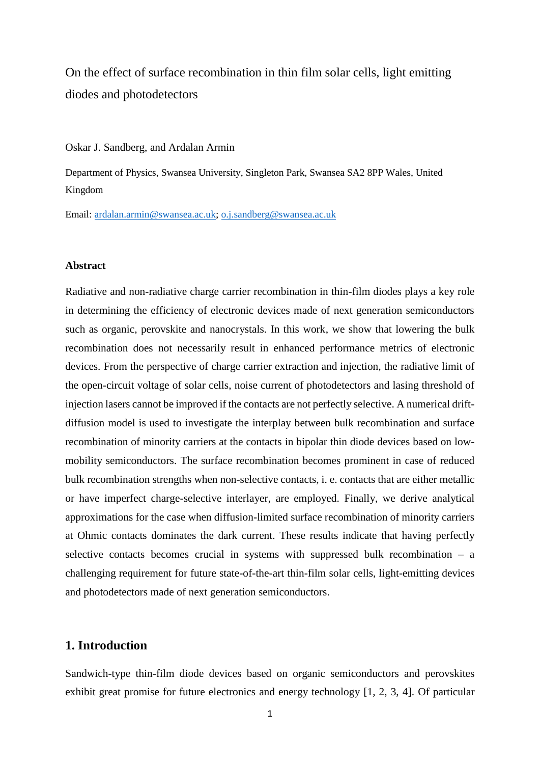On the effect of surface recombination in thin film solar cells, light emitting diodes and photodetectors

Oskar J. Sandberg, and Ardalan Armin

Department of Physics, Swansea University, Singleton Park, Swansea SA2 8PP Wales, United Kingdom

Email: ardalan.armin@swansea.ac.uk; o.j.sandberg@swansea.ac.uk

**Abstract**

Radiative and non-radiative charge carrier recombination in thin-film diodes plays a key role in determining the efficiency of electronic devices made of next generation semiconductors such as organic, perovskite and nanocrystals. In this work, we show that lowering the bulk recombination does not necessarily result in enhanced performance metrics of electronic devices. From the perspective of charge carrier extraction and injection, the radiative limit of the open-circuit voltage of solar cells, noise current of photodetectors and lasing threshold of injection lasers cannot be improved if the contacts are not perfectly selective. A numerical drift-diffusion model is used to investigate the interplay between bulk recombination and surface recombination of minority carriers at the contacts in bipolar thin diode devices based on low-mobility semiconductors. The surface recombination becomes prominent in case of reduced bulk recombination strengths when non-selective contacts, i. e. contacts that are either metallic or have imperfect charge-selective interlayer, are employed. Finally, we derive analytical approximations for the case when diffusion-limited surface recombination of minority carriers at Ohmic contacts dominates the dark current. These results indicate that having perfectly selective contacts becomes crucial in systems with suppressed bulk recombination – a challenging requirement for future state-of-the-art thin-film solar cells, light-emitting devices and photodetectors made of next generation semiconductors.

## 1. Introduction

Sandwich-type thin-film diode devices based on organic semiconductors and perovskites exhibit great promise for future electronics and energy technology [1, 2, 3, 4]. Of particular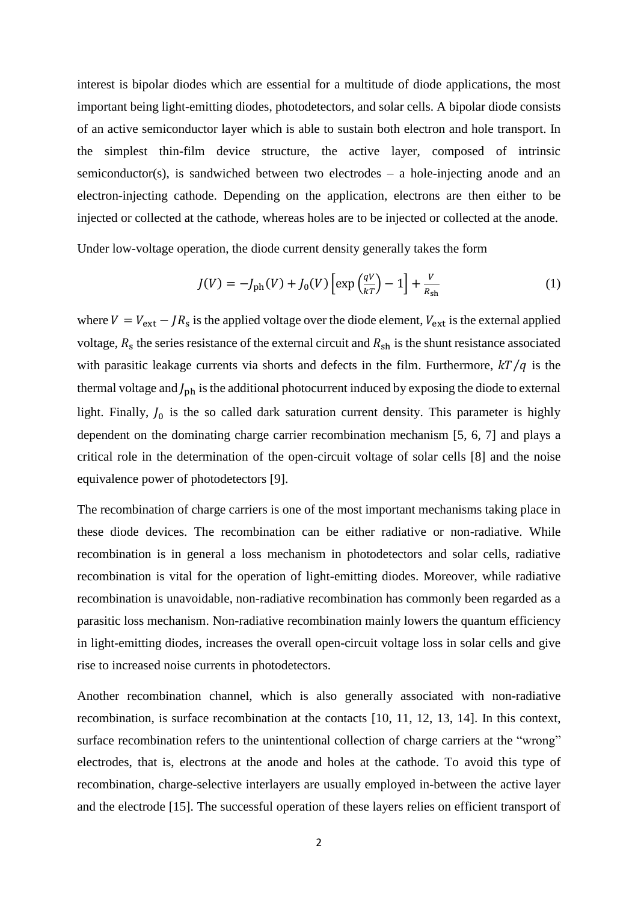interest is bipolar diodes which are essential for a multitude of diode applications, the most important being light-emitting diodes, photodetectors, and solar cells. A bipolar diode consists of an active semiconductor layer which is able to sustain both electron and hole transport. In the simplest thin-film device structure, the active layer, composed of intrinsic semiconductor(s), is sandwiched between two electrodes – a hole-injecting anode and an electron-injecting cathode. Depending on the application, electrons are then either to be injected or collected at the cathode, whereas holes are to be injected or collected at the anode.

Under low-voltage operation, the diode current density generally takes the form

$$J(V) = -J_{\text{ph}}(V) + J_0(V)\left[\exp\left(\frac{qV}{kT}\right) - 1\right] + \frac{V}{R_{\text{sh}}} \tag{1}$$

where $V = V_{\text{ext}} - JR_{\text{s}}$ is the applied voltage over the diode element, $V_{\text{ext}}$ is the external applied voltage, $R_{\text{s}}$ the series resistance of the external circuit and $R_{\text{sh}}$ is the shunt resistance associated with parasitic leakage currents via shorts and defects in the film. Furthermore, $kT/q$ is the thermal voltage and $J_{\text{ph}}$ is the additional photocurrent induced by exposing the diode to external light. Finally, $J_0$ is the so called dark saturation current density. This parameter is highly dependent on the dominating charge carrier recombination mechanism [5, 6, 7] and plays a critical role in the determination of the open-circuit voltage of solar cells [8] and the noise equivalence power of photodetectors [9].

The recombination of charge carriers is one of the most important mechanisms taking place in these diode devices. The recombination can be either radiative or non-radiative. While recombination is in general a loss mechanism in photodetectors and solar cells, radiative recombination is vital for the operation of light-emitting diodes. Moreover, while radiative recombination is unavoidable, non-radiative recombination has commonly been regarded as a parasitic loss mechanism. Non-radiative recombination mainly lowers the quantum efficiency in light-emitting diodes, increases the overall open-circuit voltage loss in solar cells and give rise to increased noise currents in photodetectors.

Another recombination channel, which is also generally associated with non-radiative recombination, is surface recombination at the contacts [10, 11, 12, 13, 14]. In this context, surface recombination refers to the unintentional collection of charge carriers at the "wrong" electrodes, that is, electrons at the anode and holes at the cathode. To avoid this type of recombination, charge-selective interlayers are usually employed in-between the active layer and the electrode [15]. The successful operation of these layers relies on efficient transport of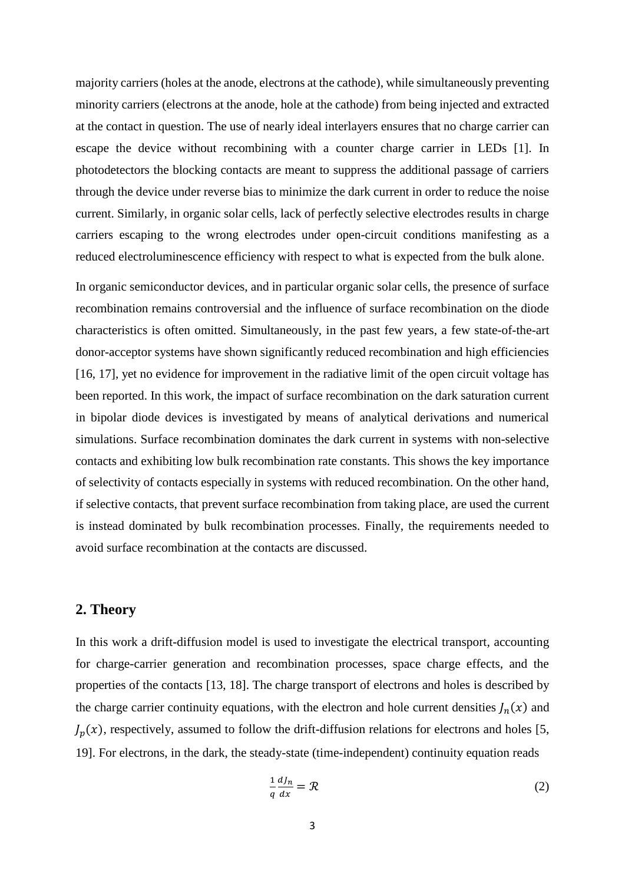majority carriers (holes at the anode, electrons at the cathode), while simultaneously preventing minority carriers (electrons at the anode, hole at the cathode) from being injected and extracted at the contact in question. The use of nearly ideal interlayers ensures that no charge carrier can escape the device without recombining with a counter charge carrier in LEDs [1]. In photodetectors the blocking contacts are meant to suppress the additional passage of carriers through the device under reverse bias to minimize the dark current in order to reduce the noise current. Similarly, in organic solar cells, lack of perfectly selective electrodes results in charge carriers escaping to the wrong electrodes under open-circuit conditions manifesting as a reduced electroluminescence efficiency with respect to what is expected from the bulk alone.

In organic semiconductor devices, and in particular organic solar cells, the presence of surface recombination remains controversial and the influence of surface recombination on the diode characteristics is often omitted. Simultaneously, in the past few years, a few state-of-the-art donor-acceptor systems have shown significantly reduced recombination and high efficiencies [16, 17], yet no evidence for improvement in the radiative limit of the open circuit voltage has been reported. In this work, the impact of surface recombination on the dark saturation current in bipolar diode devices is investigated by means of analytical derivations and numerical simulations. Surface recombination dominates the dark current in systems with non-selective contacts and exhibiting low bulk recombination rate constants. This shows the key importance of selectivity of contacts especially in systems with reduced recombination. On the other hand, if selective contacts, that prevent surface recombination from taking place, are used the current is instead dominated by bulk recombination processes. Finally, the requirements needed to avoid surface recombination at the contacts are discussed.

## 2. Theory

In this work a drift-diffusion model is used to investigate the electrical transport, accounting for charge-carrier generation and recombination processes, space charge effects, and the properties of the contacts [13, 18]. The charge transport of electrons and holes is described by the charge carrier continuity equations, with the electron and hole current densities $J_n(x)$ and $J_p(x)$, respectively, assumed to follow the drift-diffusion relations for electrons and holes [5, 19]. For electrons, in the dark, the steady-state (time-independent) continuity equation reads

$$\frac{1}{q}\frac{dJ_n}{dx} = \mathcal{R} \tag{2}$$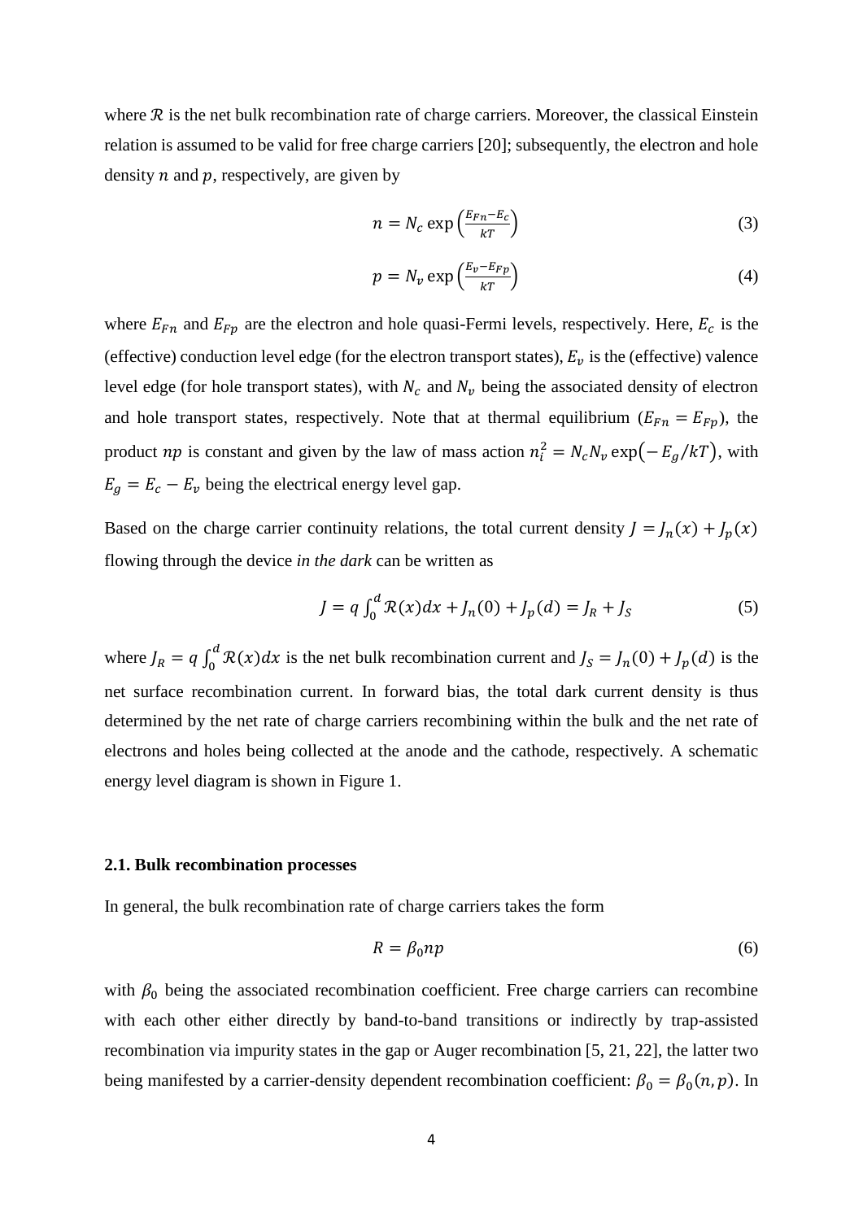where $\mathcal{R}$ is the net bulk recombination rate of charge carriers. Moreover, the classical Einstein relation is assumed to be valid for free charge carriers [20]; subsequently, the electron and hole density $n$ and $p$, respectively, are given by

$$n = N_c \exp\left(\frac{E_{Fn} - E_c}{kT}\right) \tag{3}$$

$$p = N_v \exp\left(\frac{E_v - E_{Fp}}{kT}\right) \tag{4}$$

where $E_{Fn}$ and $E_{Fp}$ are the electron and hole quasi-Fermi levels, respectively. Here, $E_c$ is the (effective) conduction level edge (for the electron transport states), $E_v$ is the (effective) valence level edge (for hole transport states), with $N_c$ and $N_v$ being the associated density of electron and hole transport states, respectively. Note that at thermal equilibrium ($E_{Fn} = E_{Fp}$), the product $np$ is constant and given by the law of mass action $n_i^2 = N_c N_v \exp(-E_g/kT)$, with $E_g = E_c - E_v$ being the electrical energy level gap.

Based on the charge carrier continuity relations, the total current density $J = J_n(x) + J_p(x)$ flowing through the device *in the dark* can be written as

$$J = q\int_0^d \mathcal{R}(x)dx + J_n(0) + J_p(d) = J_R + J_S \tag{5}$$

where $J_R = q\int_0^d \mathcal{R}(x)dx$ is the net bulk recombination current and $J_S = J_n(0) + J_p(d)$ is the net surface recombination current. In forward bias, the total dark current density is thus determined by the net rate of charge carriers recombining within the bulk and the net rate of electrons and holes being collected at the anode and the cathode, respectively. A schematic energy level diagram is shown in Figure 1.

### 2.1. Bulk recombination processes

In general, the bulk recombination rate of charge carriers takes the form

$$R = \beta_0 np \tag{6}$$

with $\beta_0$ being the associated recombination coefficient. Free charge carriers can recombine with each other either directly by band-to-band transitions or indirectly by trap-assisted recombination via impurity states in the gap or Auger recombination [5, 21, 22], the latter two being manifested by a carrier-density dependent recombination coefficient: $\beta_0 = \beta_0(n, p)$. In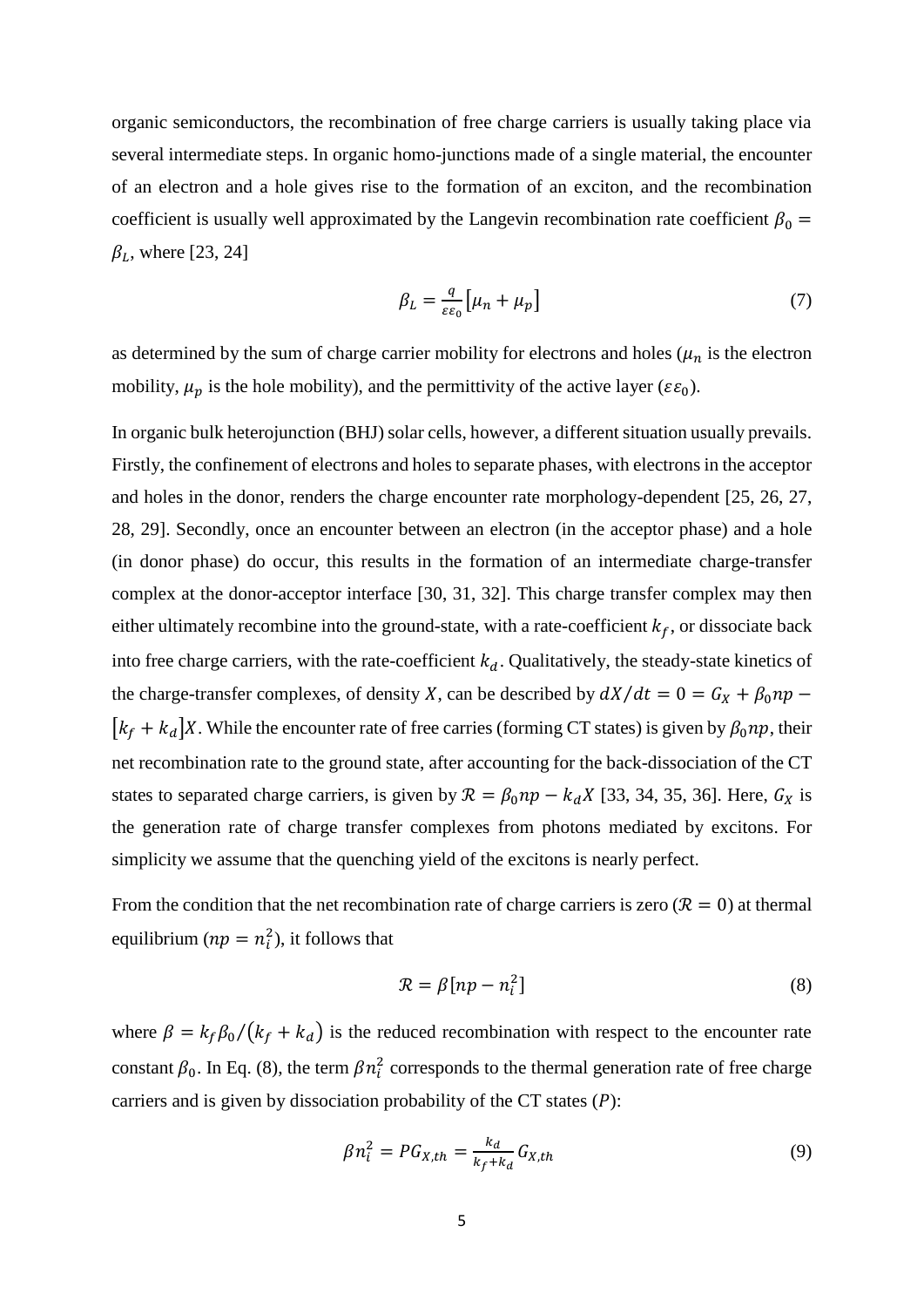organic semiconductors, the recombination of free charge carriers is usually taking place via several intermediate steps. In organic homo-junctions made of a single material, the encounter of an electron and a hole gives rise to the formation of an exciton, and the recombination coefficient is usually well approximated by the Langevin recombination rate coefficient $\beta_0 = \beta_L$, where [23, 24]

$$\beta_L = \frac{q}{\varepsilon\varepsilon_0}\left[\mu_n + \mu_p\right] \tag{7}$$

as determined by the sum of charge carrier mobility for electrons and holes ($\mu_n$ is the electron mobility, $\mu_p$ is the hole mobility), and the permittivity of the active layer ($\varepsilon\varepsilon_0$).

In organic bulk heterojunction (BHJ) solar cells, however, a different situation usually prevails. Firstly, the confinement of electrons and holes to separate phases, with electrons in the acceptor and holes in the donor, renders the charge encounter rate morphology-dependent [25, 26, 27, 28, 29]. Secondly, once an encounter between an electron (in the acceptor phase) and a hole (in donor phase) do occur, this results in the formation of an intermediate charge-transfer complex at the donor-acceptor interface [30, 31, 32]. This charge transfer complex may then either ultimately recombine into the ground-state, with a rate-coefficient $k_f$, or dissociate back into free charge carriers, with the rate-coefficient $k_d$. Qualitatively, the steady-state kinetics of the charge-transfer complexes, of density $X$, can be described by $dX/dt = 0 = G_X + \beta_0 np - \left[k_f + k_d\right]X$. While the encounter rate of free carries (forming CT states) is given by $\beta_0 np$, their net recombination rate to the ground state, after accounting for the back-dissociation of the CT states to separated charge carriers, is given by $\mathcal{R} = \beta_0 np - k_d X$ [33, 34, 35, 36]. Here, $G_X$ is the generation rate of charge transfer complexes from photons mediated by excitons. For simplicity we assume that the quenching yield of the excitons is nearly perfect.

From the condition that the net recombination rate of charge carriers is zero ($\mathcal{R} = 0$) at thermal equilibrium ($np = n_i^2$), it follows that

$$\mathcal{R} = \beta\left[np - n_i^2\right] \tag{8}$$

where $\beta = k_f\beta_0/\left(k_f + k_d\right)$ is the reduced recombination with respect to the encounter rate constant $\beta_0$. In Eq. (8), the term $\beta n_i^2$ corresponds to the thermal generation rate of free charge carriers and is given by dissociation probability of the CT states ($P$):

$$\beta n_i^2 = PG_{X,th} = \frac{k_d}{k_f + k_d}G_{X,th} \tag{9}$$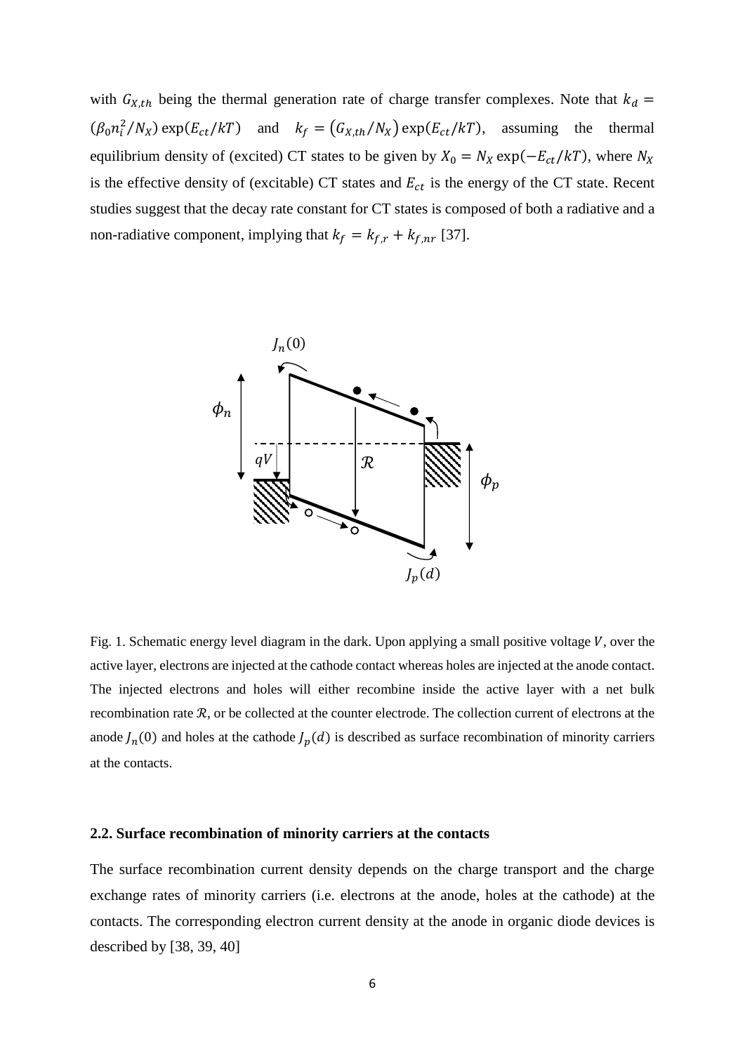with $G_{X,th}$ being the thermal generation rate of charge transfer complexes. Note that $k_d = (\beta_0 n_i^2/N_X)\exp(E_{ct}/kT)$ and $k_f = (G_{X,th}/N_X)\exp(E_{ct}/kT)$, assuming the thermal equilibrium density of (excited) CT states to be given by $X_0 = N_X \exp(-E_{ct}/kT)$, where $N_X$ is the effective density of (excitable) CT states and $E_{ct}$ is the energy of the CT state. Recent studies suggest that the decay rate constant for CT states is composed of both a radiative and a non-radiative component, implying that $k_f = k_{f,r} + k_{f,nr}$ [37].

Fig. 1. Schematic energy level diagram in the dark. Upon applying a small positive voltage $V$, over the active layer, electrons are injected at the cathode contact whereas holes are injected at the anode contact. The injected electrons and holes will either recombine inside the active layer with a net bulk recombination rate $\mathcal{R}$, or be collected at the counter electrode. The collection current of electrons at the anode $J_n(0)$ and holes at the cathode $J_p(d)$ is described as surface recombination of minority carriers at the contacts.

### 2.2. Surface recombination of minority carriers at the contacts

The surface recombination current density depends on the charge transport and the charge exchange rates of minority carriers (i.e. electrons at the anode, holes at the cathode) at the contacts. The corresponding electron current density at the anode in organic diode devices is described by [38, 39, 40]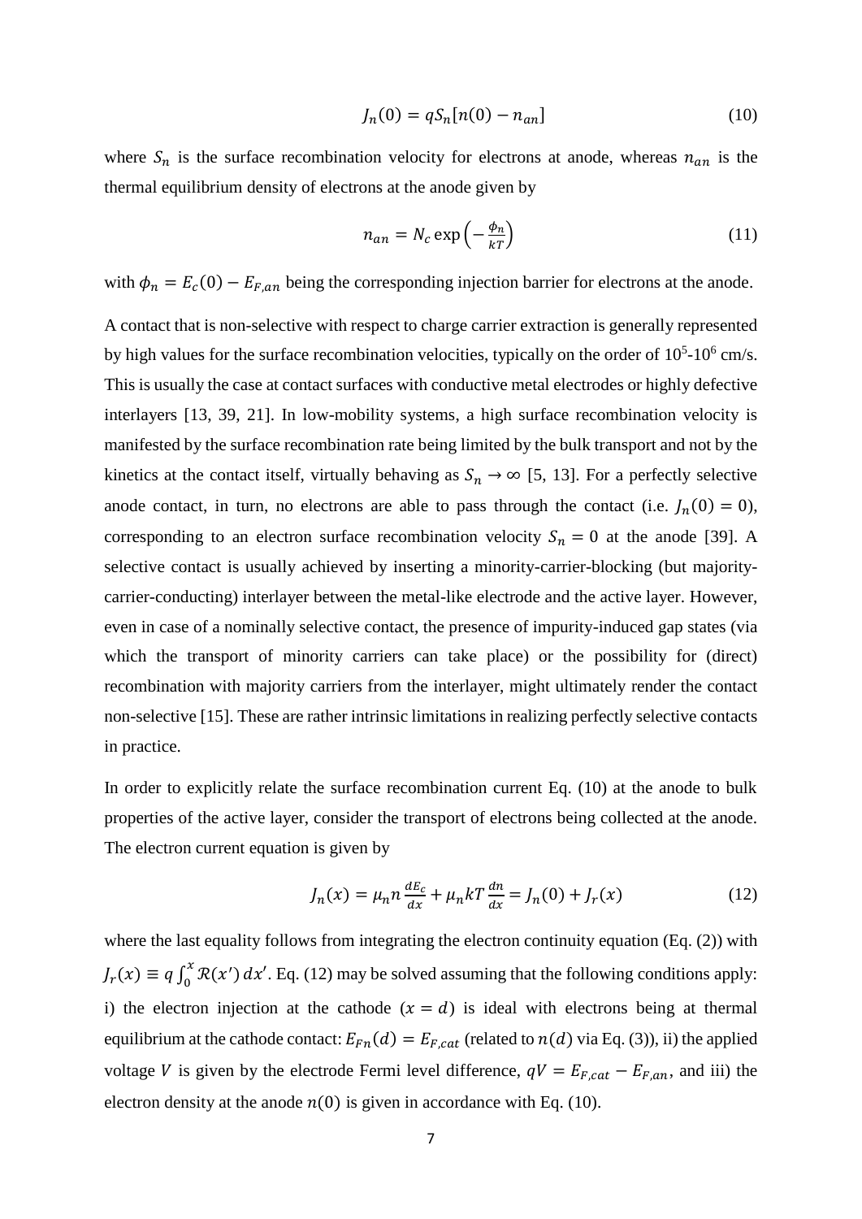$$J_n(0) = qS_n[n(0) - n_{an}] \tag{10}$$

where $S_n$ is the surface recombination velocity for electrons at anode, whereas $n_{an}$ is the thermal equilibrium density of electrons at the anode given by

$$n_{an} = N_c \exp\left(-\frac{\phi_n}{kT}\right) \tag{11}$$

with $\phi_n = E_c(0) - E_{F,an}$ being the corresponding injection barrier for electrons at the anode.

A contact that is non-selective with respect to charge carrier extraction is generally represented by high values for the surface recombination velocities, typically on the order of $10^5$-$10^6$ cm/s. This is usually the case at contact surfaces with conductive metal electrodes or highly defective interlayers [13, 39, 21]. In low-mobility systems, a high surface recombination velocity is manifested by the surface recombination rate being limited by the bulk transport and not by the kinetics at the contact itself, virtually behaving as $S_n \to \infty$ [5, 13]. For a perfectly selective anode contact, in turn, no electrons are able to pass through the contact (i.e. $J_n(0) = 0$), corresponding to an electron surface recombination velocity $S_n = 0$ at the anode [39]. A selective contact is usually achieved by inserting a minority-carrier-blocking (but majority-carrier-conducting) interlayer between the metal-like electrode and the active layer. However, even in case of a nominally selective contact, the presence of impurity-induced gap states (via which the transport of minority carriers can take place) or the possibility for (direct) recombination with majority carriers from the interlayer, might ultimately render the contact non-selective [15]. These are rather intrinsic limitations in realizing perfectly selective contacts in practice.

In order to explicitly relate the surface recombination current Eq. (10) at the anode to bulk properties of the active layer, consider the transport of electrons being collected at the anode. The electron current equation is given by

$$J_n(x) = \mu_n n \frac{dE_c}{dx} + \mu_n kT \frac{dn}{dx} = J_n(0) + J_r(x) \tag{12}$$

where the last equality follows from integrating the electron continuity equation (Eq. (2)) with $J_r(x) \equiv q\int_0^x \mathcal{R}(x')\,dx'$. Eq. (12) may be solved assuming that the following conditions apply: i) the electron injection at the cathode ($x = d$) is ideal with electrons being at thermal equilibrium at the cathode contact: $E_{Fn}(d) = E_{F,cat}$ (related to $n(d)$ via Eq. (3)), ii) the applied voltage $V$ is given by the electrode Fermi level difference, $qV = E_{F,cat} - E_{F,an}$, and iii) the electron density at the anode $n(0)$ is given in accordance with Eq. (10).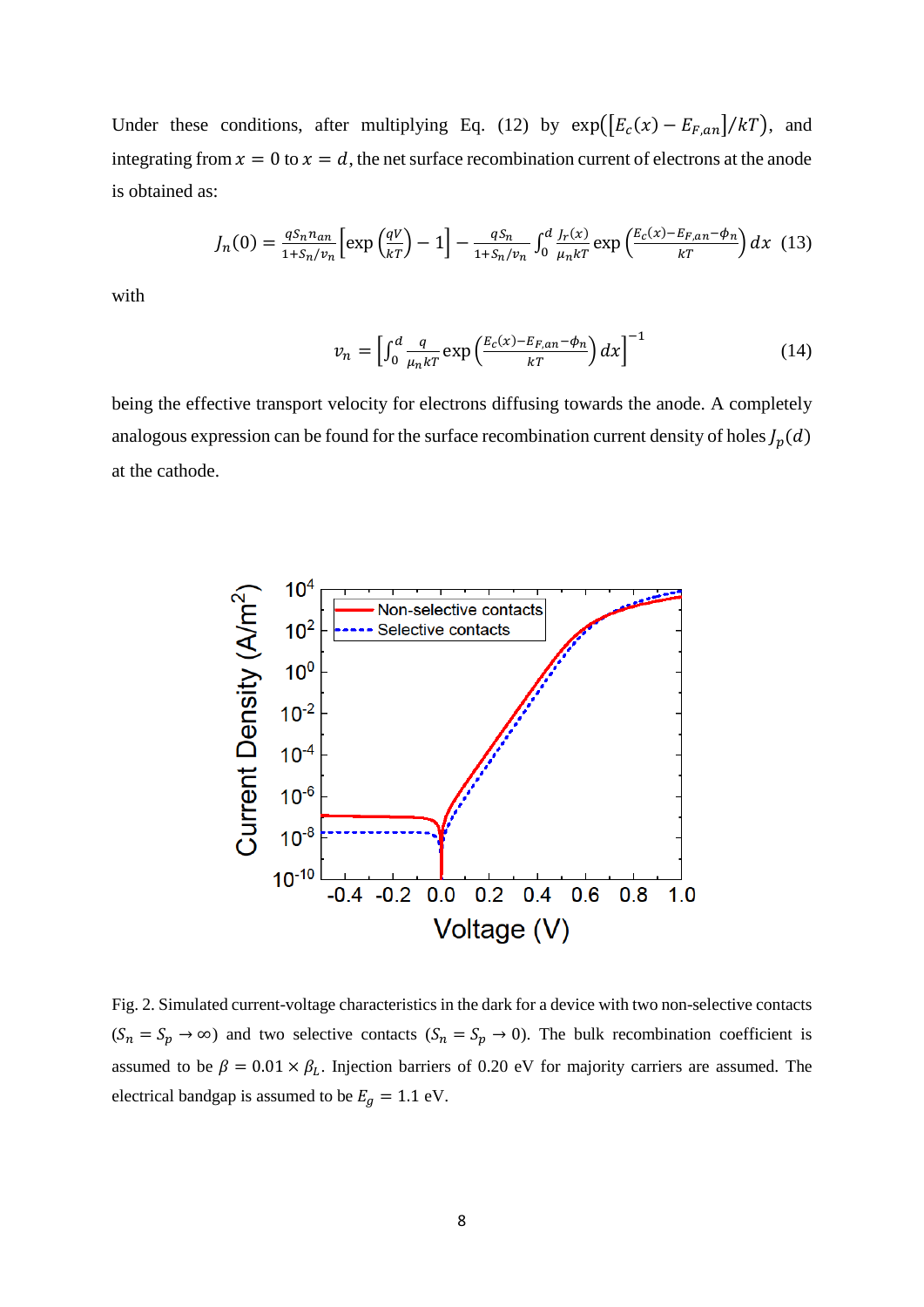Under these conditions, after multiplying Eq. (12) by $\exp([E_c(x) - E_{F,an}]/kT)$, and integrating from $x = 0$ to $x = d$, the net surface recombination current of electrons at the anode is obtained as:

$$J_n(0) = \frac{qS_n n_{an}}{1+S_n/v_n}\left[\exp\left(\frac{qV}{kT}\right) - 1\right] - \frac{qS_n}{1+S_n/v_n}\int_0^d \frac{J_r(x)}{\mu_n kT}\exp\left(\frac{E_c(x)-E_{F,an}-\phi_n}{kT}\right)dx \quad (13)$$

with

$$v_n = \left[\int_0^d \frac{q}{\mu_n kT}\exp\left(\frac{E_c(x)-E_{F,an}-\phi_n}{kT}\right)dx\right]^{-1} \quad (14)$$

being the effective transport velocity for electrons diffusing towards the anode. A completely analogous expression can be found for the surface recombination current density of holes $J_p(d)$ at the cathode.

Fig. 2. Simulated current-voltage characteristics in the dark for a device with two non-selective contacts ($S_n = S_p \to \infty$) and two selective contacts ($S_n = S_p \to 0$). The bulk recombination coefficient is assumed to be $\beta = 0.01 \times \beta_L$. Injection barriers of 0.20 eV for majority carriers are assumed. The electrical bandgap is assumed to be $E_g = 1.1$ eV.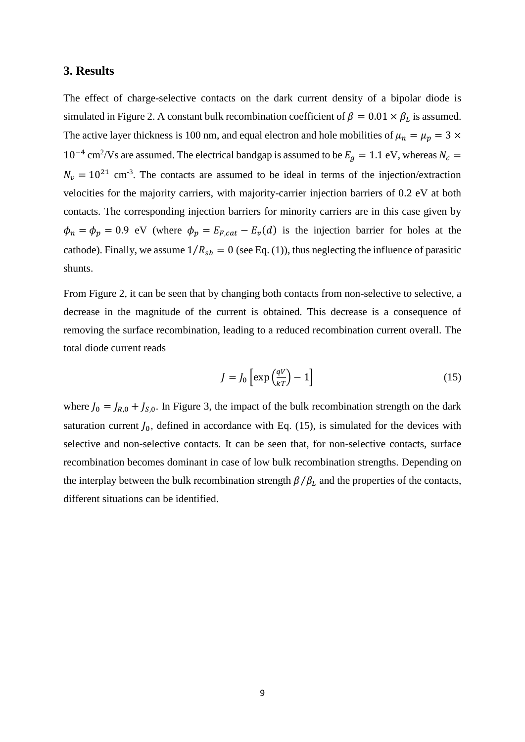## 3. Results

The effect of charge-selective contacts on the dark current density of a bipolar diode is simulated in Figure 2. A constant bulk recombination coefficient of $\beta = 0.01 \times \beta_L$ is assumed. The active layer thickness is 100 nm, and equal electron and hole mobilities of $\mu_n = \mu_p = 3 \times 10^{-4}$ cm$^2$/Vs are assumed. The electrical bandgap is assumed to be $E_g = 1.1$ eV, whereas $N_c = N_v = 10^{21}$ cm$^{-3}$. The contacts are assumed to be ideal in terms of the injection/extraction velocities for the majority carriers, with majority-carrier injection barriers of 0.2 eV at both contacts. The corresponding injection barriers for minority carriers are in this case given by $\phi_n = \phi_p = 0.9$ eV (where $\phi_p = E_{F,cat} - E_v(d)$ is the injection barrier for holes at the cathode). Finally, we assume $1/R_{sh} = 0$ (see Eq. (1)), thus neglecting the influence of parasitic shunts.

From Figure 2, it can be seen that by changing both contacts from non-selective to selective, a decrease in the magnitude of the current is obtained. This decrease is a consequence of removing the surface recombination, leading to a reduced recombination current overall. The total diode current reads

$$J = J_0 \left[\exp\left(\frac{qV}{kT}\right) - 1\right] \tag{15}$$

where $J_0 = J_{R,0} + J_{S,0}$. In Figure 3, the impact of the bulk recombination strength on the dark saturation current $J_0$, defined in accordance with Eq. (15), is simulated for the devices with selective and non-selective contacts. It can be seen that, for non-selective contacts, surface recombination becomes dominant in case of low bulk recombination strengths. Depending on the interplay between the bulk recombination strength $\beta/\beta_L$ and the properties of the contacts, different situations can be identified.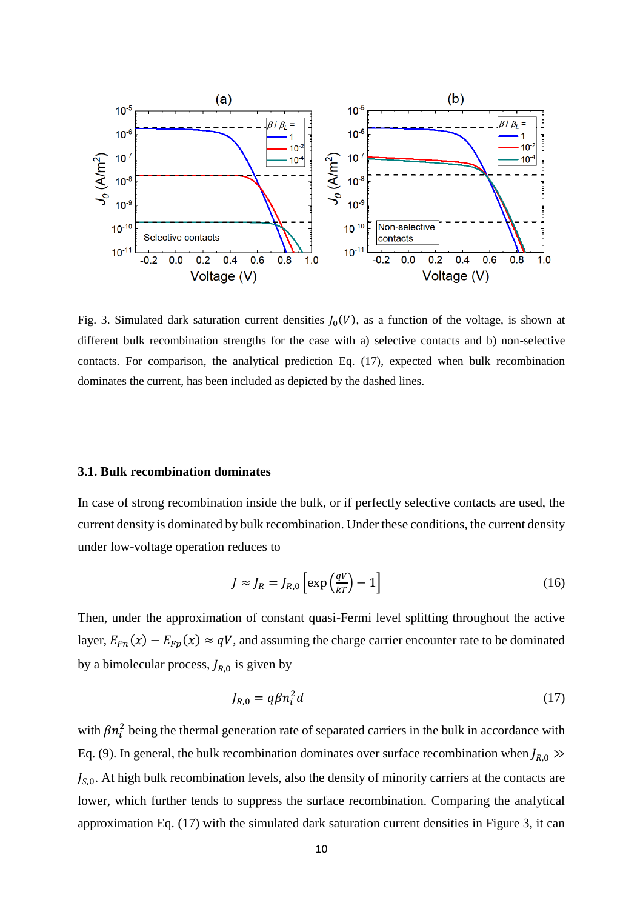Fig. 3. Simulated dark saturation current densities $J_0(V)$, as a function of the voltage, is shown at different bulk recombination strengths for the case with a) selective contacts and b) non-selective contacts. For comparison, the analytical prediction Eq. (17), expected when bulk recombination dominates the current, has been included as depicted by the dashed lines.

### 3.1. Bulk recombination dominates

In case of strong recombination inside the bulk, or if perfectly selective contacts are used, the current density is dominated by bulk recombination. Under these conditions, the current density under low-voltage operation reduces to

$$J \approx J_R = J_{R,0}\left[\exp\left(\frac{qV}{kT}\right) - 1\right] \tag{16}$$

Then, under the approximation of constant quasi-Fermi level splitting throughout the active layer, $E_{Fn}(x) - E_{Fp}(x) \approx qV$, and assuming the charge carrier encounter rate to be dominated by a bimolecular process, $J_{R,0}$ is given by

$$J_{R,0} = q\beta n_i^2 d \tag{17}$$

with $\beta n_i^2$ being the thermal generation rate of separated carriers in the bulk in accordance with Eq. (9). In general, the bulk recombination dominates over surface recombination when $J_{R,0} \gg J_{S,0}$. At high bulk recombination levels, also the density of minority carriers at the contacts are lower, which further tends to suppress the surface recombination. Comparing the analytical approximation Eq. (17) with the simulated dark saturation current densities in Figure 3, it can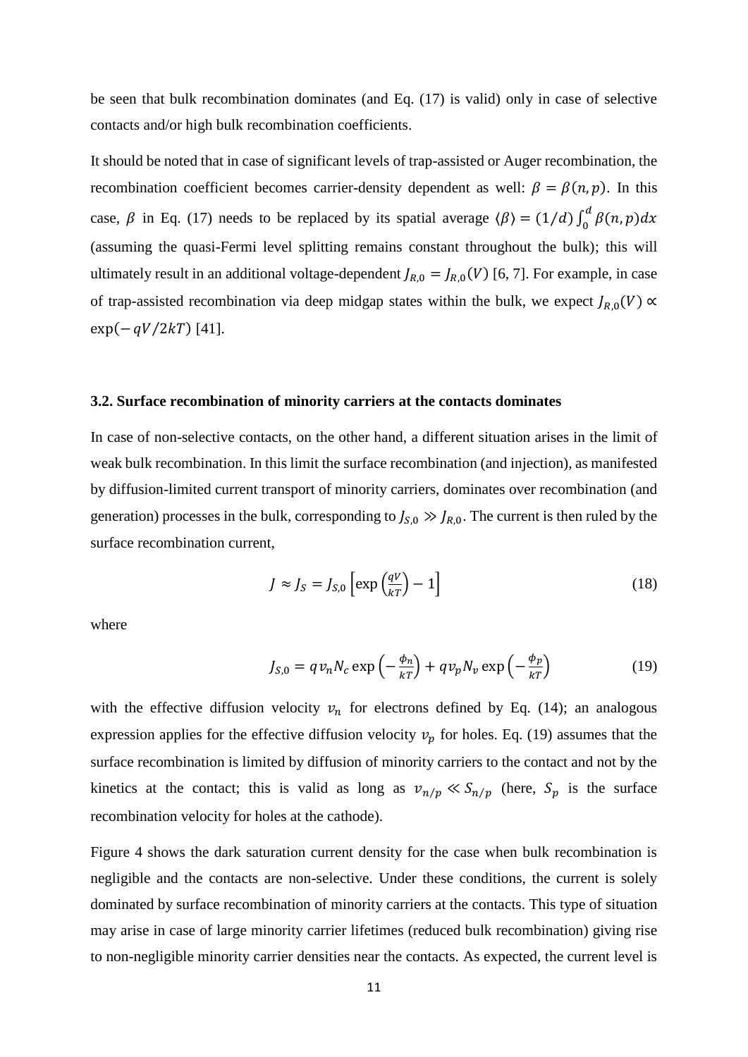be seen that bulk recombination dominates (and Eq. (17) is valid) only in case of selective contacts and/or high bulk recombination coefficients.

It should be noted that in case of significant levels of trap-assisted or Auger recombination, the recombination coefficient becomes carrier-density dependent as well: $\beta = \beta(n, p)$. In this case, $\beta$ in Eq. (17) needs to be replaced by its spatial average $\langle\beta\rangle = (1/d)\int_0^d \beta(n, p)dx$ (assuming the quasi-Fermi level splitting remains constant throughout the bulk); this will ultimately result in an additional voltage-dependent $J_{R,0} = J_{R,0}(V)$ [6, 7]. For example, in case of trap-assisted recombination via deep midgap states within the bulk, we expect $J_{R,0}(V) \propto \exp(-qV/2kT)$ [41].

### 3.2. Surface recombination of minority carriers at the contacts dominates

In case of non-selective contacts, on the other hand, a different situation arises in the limit of weak bulk recombination. In this limit the surface recombination (and injection), as manifested by diffusion-limited current transport of minority carriers, dominates over recombination (and generation) processes in the bulk, corresponding to $J_{S,0} \gg J_{R,0}$. The current is then ruled by the surface recombination current,

$$J \approx J_S = J_{S,0}\left[\exp\left(\frac{qV}{kT}\right) - 1\right] \tag{18}$$

where

$$J_{S,0} = qv_n N_c \exp\left(-\frac{\phi_n}{kT}\right) + qv_p N_v \exp\left(-\frac{\phi_p}{kT}\right) \tag{19}$$

with the effective diffusion velocity $v_n$ for electrons defined by Eq. (14); an analogous expression applies for the effective diffusion velocity $v_p$ for holes. Eq. (19) assumes that the surface recombination is limited by diffusion of minority carriers to the contact and not by the kinetics at the contact; this is valid as long as $v_{n/p} \ll S_{n/p}$ (here, $S_p$ is the surface recombination velocity for holes at the cathode).

Figure 4 shows the dark saturation current density for the case when bulk recombination is negligible and the contacts are non-selective. Under these conditions, the current is solely dominated by surface recombination of minority carriers at the contacts. This type of situation may arise in case of large minority carrier lifetimes (reduced bulk recombination) giving rise to non-negligible minority carrier densities near the contacts. As expected, the current level is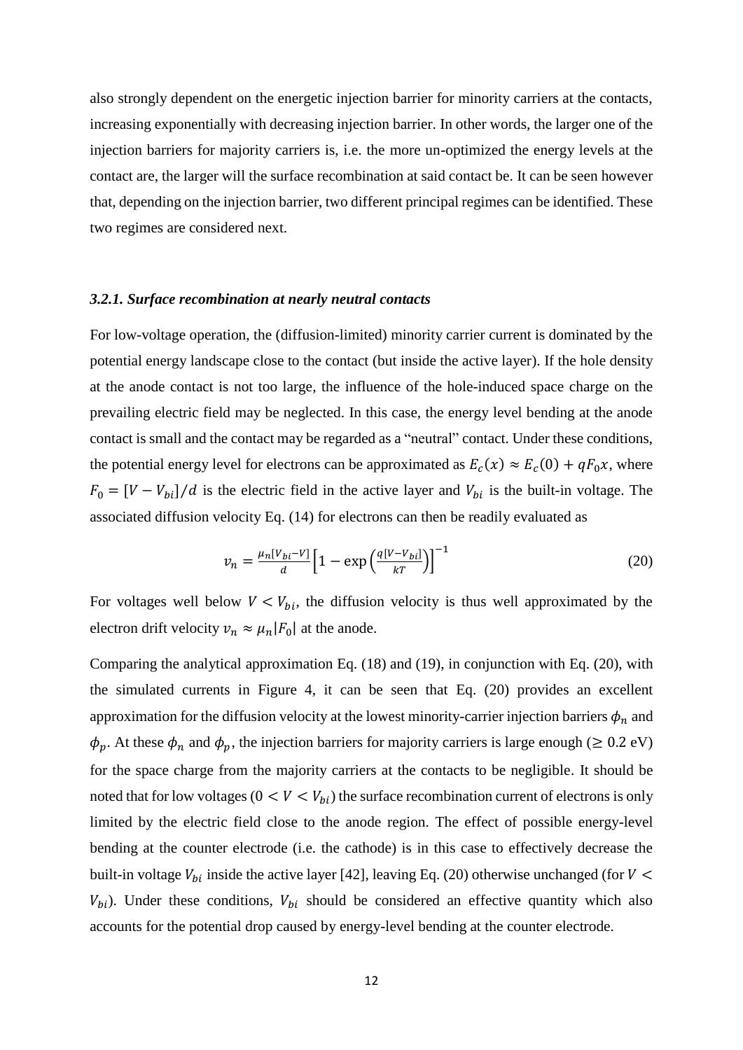also strongly dependent on the energetic injection barrier for minority carriers at the contacts, increasing exponentially with decreasing injection barrier. In other words, the larger one of the injection barriers for majority carriers is, i.e. the more un-optimized the energy levels at the contact are, the larger will the surface recombination at said contact be. It can be seen however that, depending on the injection barrier, two different principal regimes can be identified. These two regimes are considered next.

### *3.2.1. Surface recombination at nearly neutral contacts*

For low-voltage operation, the (diffusion-limited) minority carrier current is dominated by the potential energy landscape close to the contact (but inside the active layer). If the hole density at the anode contact is not too large, the influence of the hole-induced space charge on the prevailing electric field may be neglected. In this case, the energy level bending at the anode contact is small and the contact may be regarded as a "neutral" contact. Under these conditions, the potential energy level for electrons can be approximated as $E_c(x) \approx E_c(0) + qF_0x$, where $F_0 = [V - V_{bi}]/d$ is the electric field in the active layer and $V_{bi}$ is the built-in voltage. The associated diffusion velocity Eq. (14) for electrons can then be readily evaluated as

$$v_n = \frac{\mu_n[V_{bi} - V]}{d}\left[1 - \exp\left(\frac{q[V - V_{bi}]}{kT}\right)\right]^{-1} \tag{20}$$

For voltages well below $V < V_{bi}$, the diffusion velocity is thus well approximated by the electron drift velocity $v_n \approx \mu_n |F_0|$ at the anode.

Comparing the analytical approximation Eq. (18) and (19), in conjunction with Eq. (20), with the simulated currents in Figure 4, it can be seen that Eq. (20) provides an excellent approximation for the diffusion velocity at the lowest minority-carrier injection barriers $\phi_n$ and $\phi_p$. At these $\phi_n$ and $\phi_p$, the injection barriers for majority carriers is large enough ($\geq 0.2$ eV) for the space charge from the majority carriers at the contacts to be negligible. It should be noted that for low voltages ($0 < V < V_{bi}$) the surface recombination current of electrons is only limited by the electric field close to the anode region. The effect of possible energy-level bending at the counter electrode (i.e. the cathode) is in this case to effectively decrease the built-in voltage $V_{bi}$ inside the active layer [42], leaving Eq. (20) otherwise unchanged (for $V < V_{bi}$). Under these conditions, $V_{bi}$ should be considered an effective quantity which also accounts for the potential drop caused by energy-level bending at the counter electrode.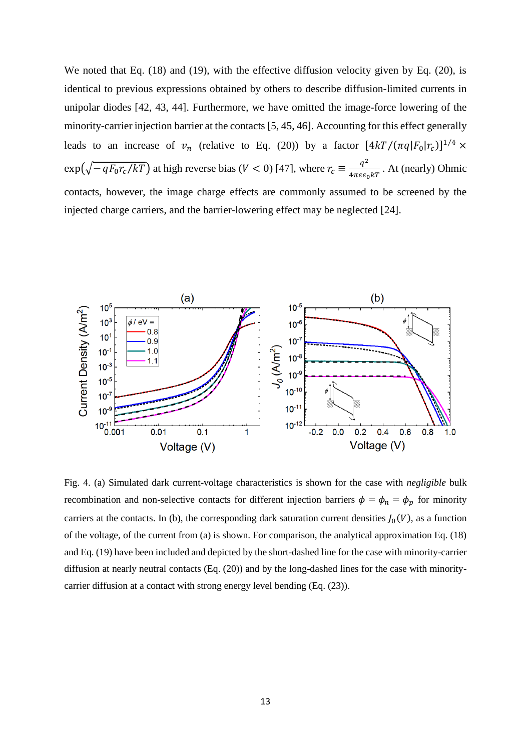We noted that Eq. (18) and (19), with the effective diffusion velocity given by Eq. (20), is identical to previous expressions obtained by others to describe diffusion-limited currents in unipolar diodes [42, 43, 44]. Furthermore, we have omitted the image-force lowering of the minority-carrier injection barrier at the contacts [5, 45, 46]. Accounting for this effect generally leads to an increase of $v_n$ (relative to Eq. (20)) by a factor $[4kT/(\pi q|F_0|r_c)]^{1/4} \times \exp(\sqrt{-qF_0r_c/kT})$ at high reverse bias ($V < 0$) [47], where $r_c \equiv \frac{q^2}{4\pi\varepsilon\varepsilon_0 kT}$. At (nearly) Ohmic contacts, however, the image charge effects are commonly assumed to be screened by the injected charge carriers, and the barrier-lowering effect may be neglected [24].

Fig. 4. (a) Simulated dark current-voltage characteristics is shown for the case with *negligible* bulk recombination and non-selective contacts for different injection barriers $\phi = \phi_n = \phi_p$ for minority carriers at the contacts. In (b), the corresponding dark saturation current densities $J_0(V)$, as a function of the voltage, of the current from (a) is shown. For comparison, the analytical approximation Eq. (18) and Eq. (19) have been included and depicted by the short-dashed line for the case with minority-carrier diffusion at nearly neutral contacts (Eq. (20)) and by the long-dashed lines for the case with minority-carrier diffusion at a contact with strong energy level bending (Eq. (23)).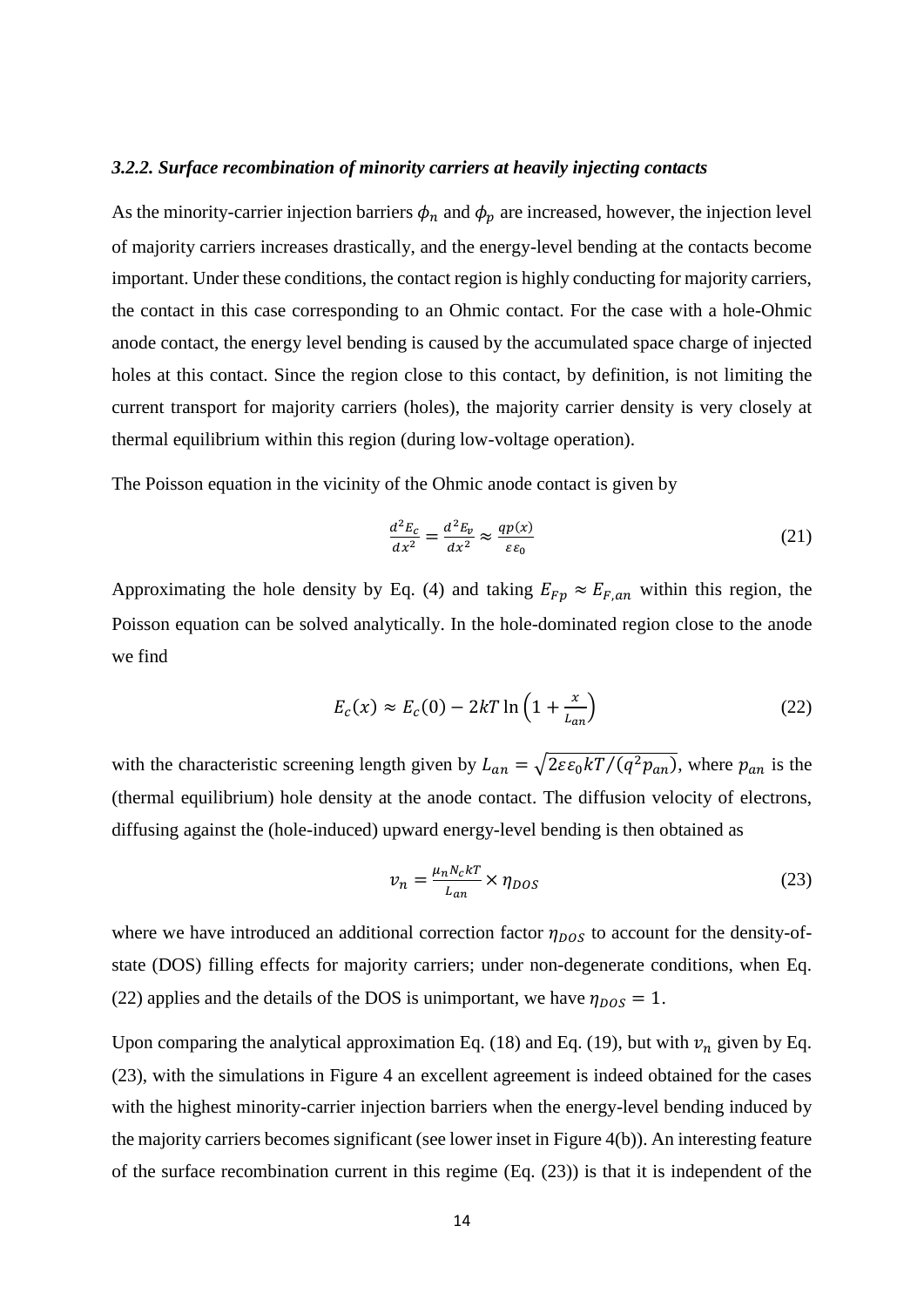### *3.2.2. Surface recombination of minority carriers at heavily injecting contacts*

As the minority-carrier injection barriers $\phi_n$ and $\phi_p$ are increased, however, the injection level of majority carriers increases drastically, and the energy-level bending at the contacts become important. Under these conditions, the contact region is highly conducting for majority carriers, the contact in this case corresponding to an Ohmic contact. For the case with a hole-Ohmic anode contact, the energy level bending is caused by the accumulated space charge of injected holes at this contact. Since the region close to this contact, by definition, is not limiting the current transport for majority carriers (holes), the majority carrier density is very closely at thermal equilibrium within this region (during low-voltage operation).

The Poisson equation in the vicinity of the Ohmic anode contact is given by

$$\frac{d^2E_c}{dx^2} = \frac{d^2E_v}{dx^2} \approx \frac{qp(x)}{\varepsilon\varepsilon_0} \tag{21}$$

Approximating the hole density by Eq. (4) and taking $E_{Fp} \approx E_{F,an}$ within this region, the Poisson equation can be solved analytically. In the hole-dominated region close to the anode we find

$$E_c(x) \approx E_c(0) - 2kT\ln\left(1 + \frac{x}{L_{an}}\right) \tag{22}$$

with the characteristic screening length given by $L_{an} = \sqrt{2\varepsilon\varepsilon_0 kT/(q^2 p_{an})}$, where $p_{an}$ is the (thermal equilibrium) hole density at the anode contact. The diffusion velocity of electrons, diffusing against the (hole-induced) upward energy-level bending is then obtained as

$$v_n = \frac{\mu_n N_c kT}{L_{an}} \times \eta_{DOS} \tag{23}$$

where we have introduced an additional correction factor $\eta_{DOS}$ to account for the density-of-state (DOS) filling effects for majority carriers; under non-degenerate conditions, when Eq. (22) applies and the details of the DOS is unimportant, we have $\eta_{DOS} = 1$.

Upon comparing the analytical approximation Eq. (18) and Eq. (19), but with $v_n$ given by Eq. (23), with the simulations in Figure 4 an excellent agreement is indeed obtained for the cases with the highest minority-carrier injection barriers when the energy-level bending induced by the majority carriers becomes significant (see lower inset in Figure 4(b)). An interesting feature of the surface recombination current in this regime (Eq. (23)) is that it is independent of the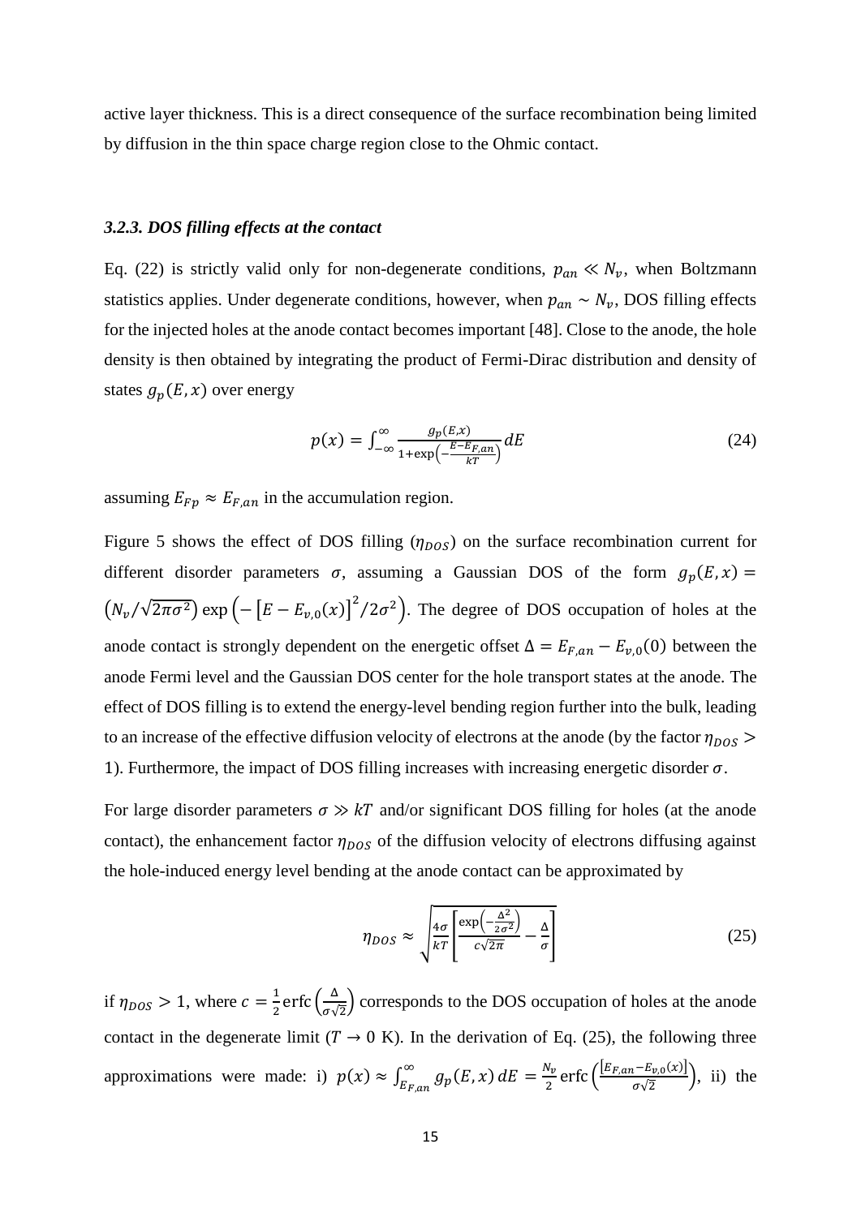active layer thickness. This is a direct consequence of the surface recombination being limited by diffusion in the thin space charge region close to the Ohmic contact.

### *3.2.3. DOS filling effects at the contact*

Eq. (22) is strictly valid only for non-degenerate conditions, $p_{an} \ll N_v$, when Boltzmann statistics applies. Under degenerate conditions, however, when $p_{an} \sim N_v$, DOS filling effects for the injected holes at the anode contact becomes important [48]. Close to the anode, the hole density is then obtained by integrating the product of Fermi-Dirac distribution and density of states $g_p(E,x)$ over energy

$$p(x) = \int_{-\infty}^{\infty} \frac{g_p(E,x)}{1+\exp\left(-\frac{E-E_{F,an}}{kT}\right)} dE \tag{24}$$

assuming $E_{Fp} \approx E_{F,an}$ in the accumulation region.

Figure 5 shows the effect of DOS filling ($\eta_{DOS}$) on the surface recombination current for different disorder parameters $\sigma$, assuming a Gaussian DOS of the form $g_p(E,x) = \left(N_v/\sqrt{2\pi\sigma^2}\right)\exp\left(-\left[E - E_{v,0}(x)\right]^2/2\sigma^2\right)$. The degree of DOS occupation of holes at the anode contact is strongly dependent on the energetic offset $\Delta = E_{F,an} - E_{v,0}(0)$ between the anode Fermi level and the Gaussian DOS center for the hole transport states at the anode. The effect of DOS filling is to extend the energy-level bending region further into the bulk, leading to an increase of the effective diffusion velocity of electrons at the anode (by the factor $\eta_{DOS} > 1$). Furthermore, the impact of DOS filling increases with increasing energetic disorder $\sigma$.

For large disorder parameters $\sigma \gg kT$ and/or significant DOS filling for holes (at the anode contact), the enhancement factor $\eta_{DOS}$ of the diffusion velocity of electrons diffusing against the hole-induced energy level bending at the anode contact can be approximated by

$$\eta_{DOS} \approx \sqrt{\frac{4\sigma}{kT}\left[\frac{\exp\left(-\frac{\Delta^2}{2\sigma^2}\right)}{c\sqrt{2\pi}} - \frac{\Delta}{\sigma}\right]} \tag{25}$$

if $\eta_{DOS} > 1$, where $c = \frac{1}{2}\operatorname{erfc}\left(\frac{\Delta}{\sigma\sqrt{2}}\right)$ corresponds to the DOS occupation of holes at the anode contact in the degenerate limit ($T \to 0$ K). In the derivation of Eq. (25), the following three approximations were made: i) $p(x) \approx \int_{E_{F,an}}^{\infty} g_p(E,x)\, dE = \frac{N_v}{2}\operatorname{erfc}\left(\frac{\left[E_{F,an} - E_{v,0}(x)\right]}{\sigma\sqrt{2}}\right)$, ii) the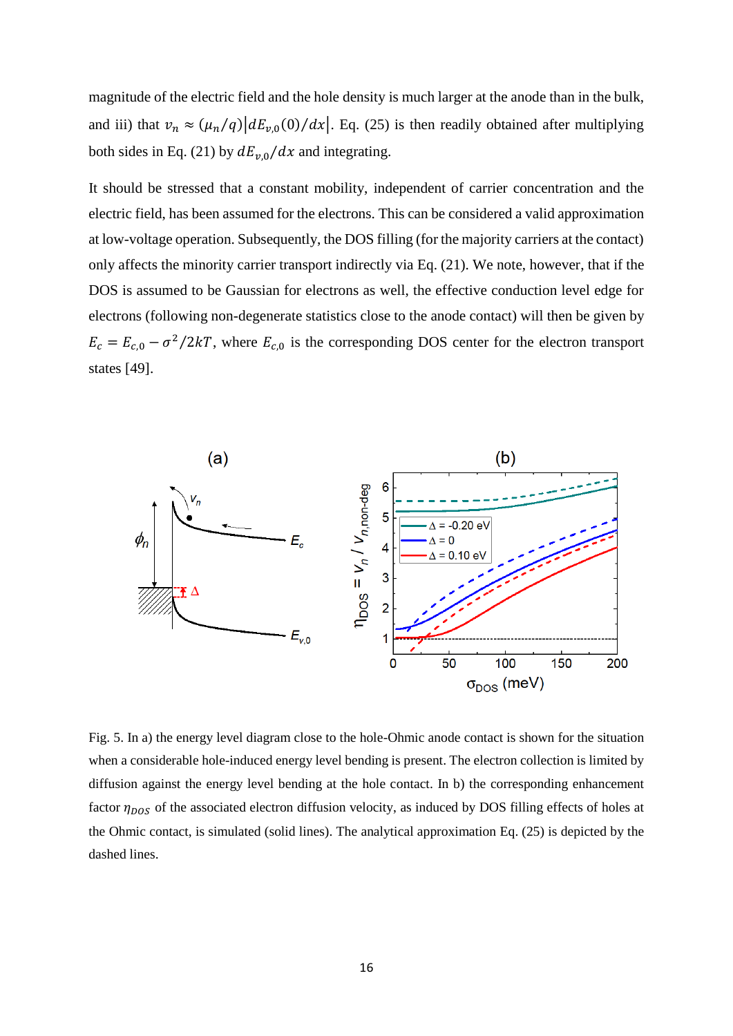magnitude of the electric field and the hole density is much larger at the anode than in the bulk, and iii) that $v_n \approx (\mu_n/q)|dE_{v,0}(0)/dx|$. Eq. (25) is then readily obtained after multiplying both sides in Eq. (21) by $dE_{v,0}/dx$ and integrating.

It should be stressed that a constant mobility, independent of carrier concentration and the electric field, has been assumed for the electrons. This can be considered a valid approximation at low-voltage operation. Subsequently, the DOS filling (for the majority carriers at the contact) only affects the minority carrier transport indirectly via Eq. (21). We note, however, that if the DOS is assumed to be Gaussian for electrons as well, the effective conduction level edge for electrons (following non-degenerate statistics close to the anode contact) will then be given by $E_c = E_{c,0} - \sigma^2/2kT$, where $E_{c,0}$ is the corresponding DOS center for the electron transport states [49].

Fig. 5. In a) the energy level diagram close to the hole-Ohmic anode contact is shown for the situation when a considerable hole-induced energy level bending is present. The electron collection is limited by diffusion against the energy level bending at the hole contact. In b) the corresponding enhancement factor $\eta_{DOS}$ of the associated electron diffusion velocity, as induced by DOS filling effects of holes at the Ohmic contact, is simulated (solid lines). The analytical approximation Eq. (25) is depicted by the dashed lines.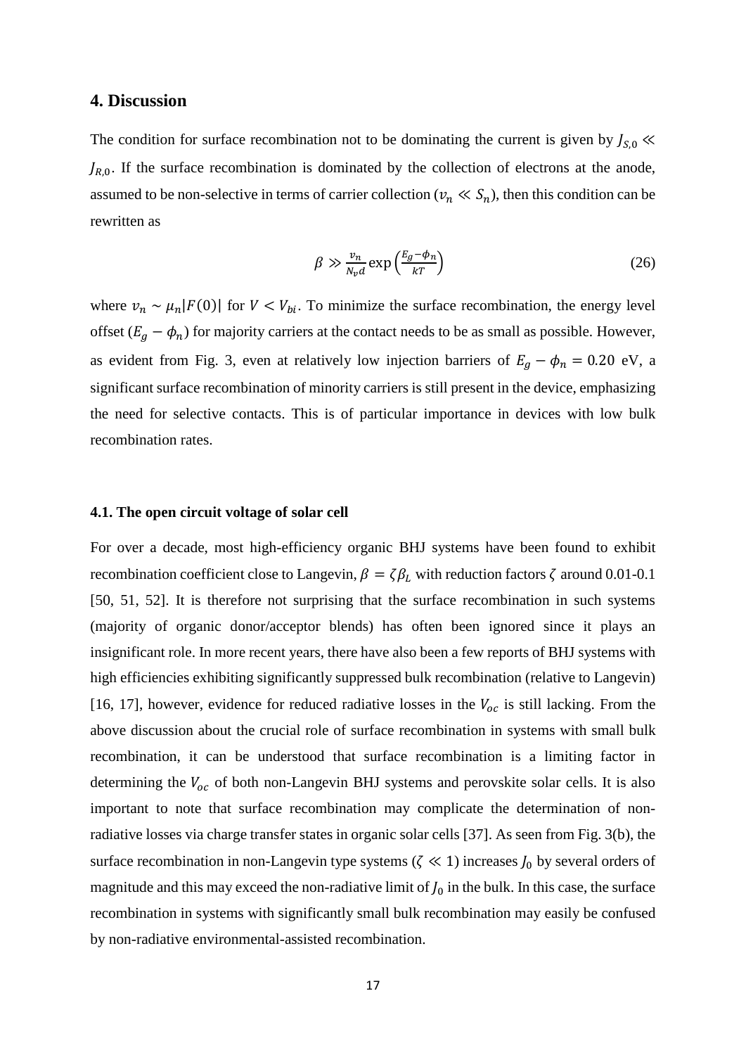## 4. Discussion

The condition for surface recombination not to be dominating the current is given by $J_{S,0} \ll J_{R,0}$. If the surface recombination is dominated by the collection of electrons at the anode, assumed to be non-selective in terms of carrier collection ($v_n \ll S_n$), then this condition can be rewritten as

$$\beta \gg \frac{v_n}{N_v d} \exp\left(\frac{E_g - \phi_n}{kT}\right) \tag{26}$$

where $v_n \sim \mu_n |F(0)|$ for $V < V_{bi}$. To minimize the surface recombination, the energy level offset ($E_g - \phi_n$) for majority carriers at the contact needs to be as small as possible. However, as evident from Fig. 3, even at relatively low injection barriers of $E_g - \phi_n = 0.20$ eV, a significant surface recombination of minority carriers is still present in the device, emphasizing the need for selective contacts. This is of particular importance in devices with low bulk recombination rates.

### 4.1. The open circuit voltage of solar cell

For over a decade, most high-efficiency organic BHJ systems have been found to exhibit recombination coefficient close to Langevin, $\beta = \zeta \beta_L$ with reduction factors $\zeta$ around 0.01-0.1 [50, 51, 52]. It is therefore not surprising that the surface recombination in such systems (majority of organic donor/acceptor blends) has often been ignored since it plays an insignificant role. In more recent years, there have also been a few reports of BHJ systems with high efficiencies exhibiting significantly suppressed bulk recombination (relative to Langevin) [16, 17], however, evidence for reduced radiative losses in the $V_{oc}$ is still lacking. From the above discussion about the crucial role of surface recombination in systems with small bulk recombination, it can be understood that surface recombination is a limiting factor in determining the $V_{oc}$ of both non-Langevin BHJ systems and perovskite solar cells. It is also important to note that surface recombination may complicate the determination of non-radiative losses via charge transfer states in organic solar cells [37]. As seen from Fig. 3(b), the surface recombination in non-Langevin type systems ($\zeta \ll 1$) increases $J_0$ by several orders of magnitude and this may exceed the non-radiative limit of $J_0$ in the bulk. In this case, the surface recombination in systems with significantly small bulk recombination may easily be confused by non-radiative environmental-assisted recombination.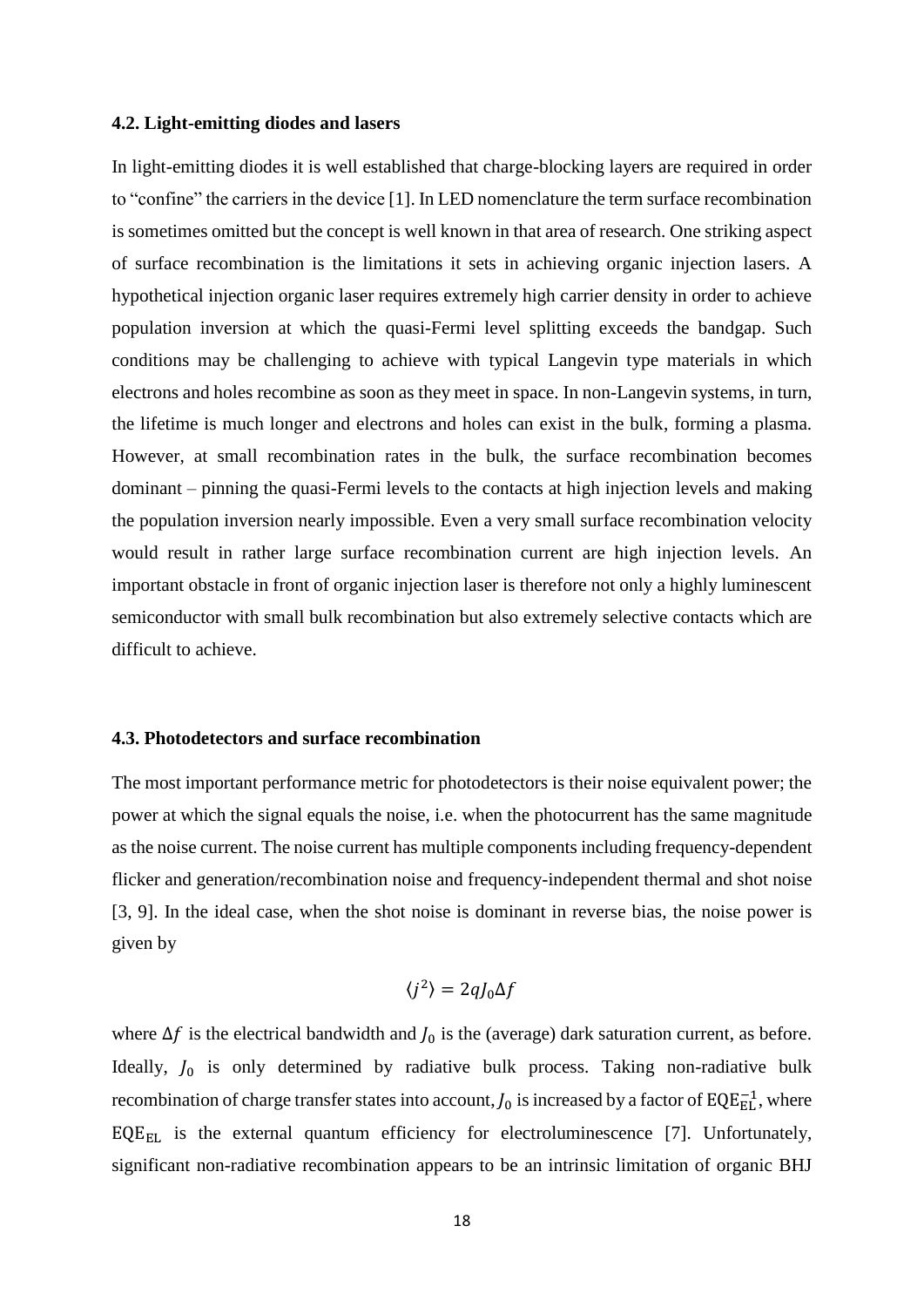### 4.2. Light-emitting diodes and lasers

In light-emitting diodes it is well established that charge-blocking layers are required in order to "confine" the carriers in the device [1]. In LED nomenclature the term surface recombination is sometimes omitted but the concept is well known in that area of research. One striking aspect of surface recombination is the limitations it sets in achieving organic injection lasers. A hypothetical injection organic laser requires extremely high carrier density in order to achieve population inversion at which the quasi-Fermi level splitting exceeds the bandgap. Such conditions may be challenging to achieve with typical Langevin type materials in which electrons and holes recombine as soon as they meet in space. In non-Langevin systems, in turn, the lifetime is much longer and electrons and holes can exist in the bulk, forming a plasma. However, at small recombination rates in the bulk, the surface recombination becomes dominant – pinning the quasi-Fermi levels to the contacts at high injection levels and making the population inversion nearly impossible. Even a very small surface recombination velocity would result in rather large surface recombination current are high injection levels. An important obstacle in front of organic injection laser is therefore not only a highly luminescent semiconductor with small bulk recombination but also extremely selective contacts which are difficult to achieve.

### 4.3. Photodetectors and surface recombination

The most important performance metric for photodetectors is their noise equivalent power; the power at which the signal equals the noise, i.e. when the photocurrent has the same magnitude as the noise current. The noise current has multiple components including frequency-dependent flicker and generation/recombination noise and frequency-independent thermal and shot noise [3, 9]. In the ideal case, when the shot noise is dominant in reverse bias, the noise power is given by

$$\langle j^2 \rangle = 2qJ_0\Delta f$$

where $\Delta f$ is the electrical bandwidth and $J_0$ is the (average) dark saturation current, as before. Ideally, $J_0$ is only determined by radiative bulk process. Taking non-radiative bulk recombination of charge transfer states into account, $J_0$ is increased by a factor of $\mathrm{EQE}_{\mathrm{EL}}^{-1}$, where $\mathrm{EQE}_{\mathrm{EL}}$ is the external quantum efficiency for electroluminescence [7]. Unfortunately, significant non-radiative recombination appears to be an intrinsic limitation of organic BHJ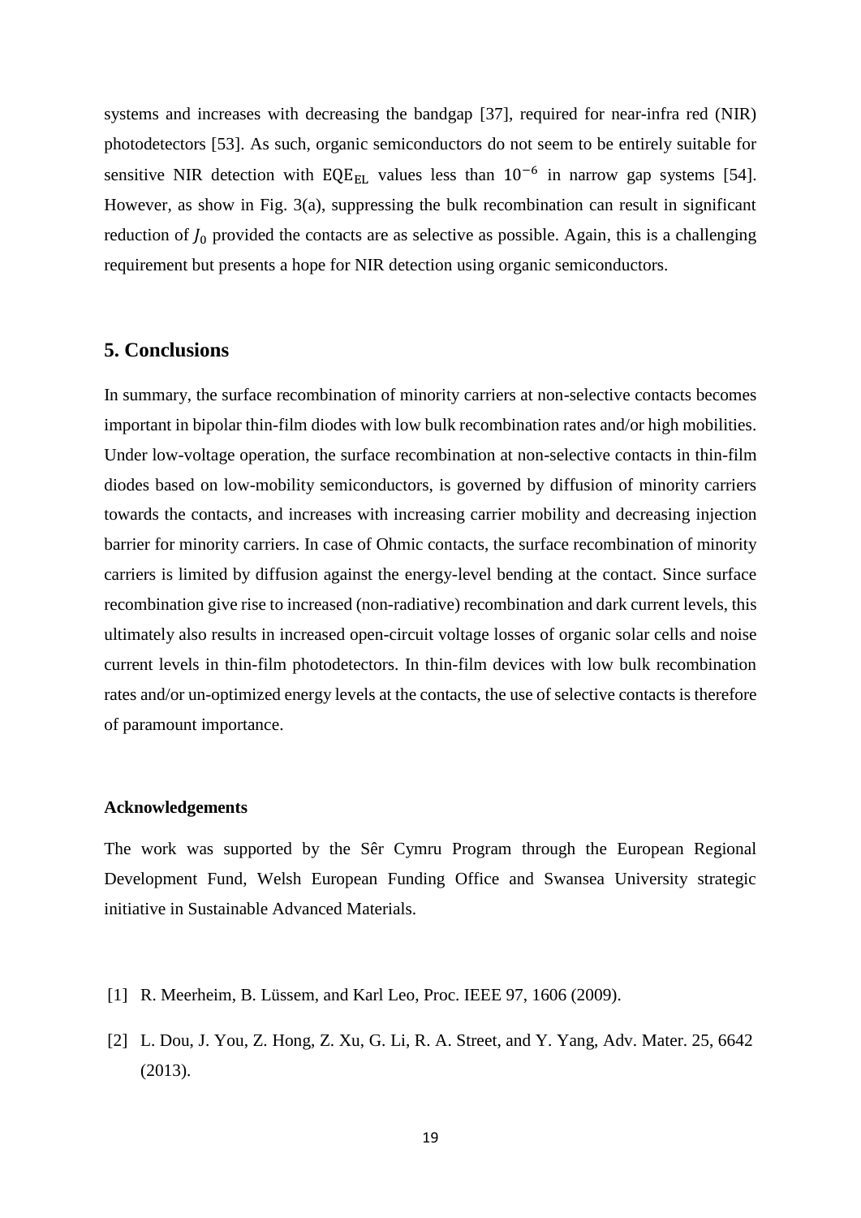systems and increases with decreasing the bandgap [37], required for near-infra red (NIR) photodetectors [53]. As such, organic semiconductors do not seem to be entirely suitable for sensitive NIR detection with $\mathrm{EQE_{EL}}$ values less than $10^{-6}$ in narrow gap systems [54]. However, as show in Fig. 3(a), suppressing the bulk recombination can result in significant reduction of $J_0$ provided the contacts are as selective as possible. Again, this is a challenging requirement but presents a hope for NIR detection using organic semiconductors.

## 5. Conclusions

In summary, the surface recombination of minority carriers at non-selective contacts becomes important in bipolar thin-film diodes with low bulk recombination rates and/or high mobilities. Under low-voltage operation, the surface recombination at non-selective contacts in thin-film diodes based on low-mobility semiconductors, is governed by diffusion of minority carriers towards the contacts, and increases with increasing carrier mobility and decreasing injection barrier for minority carriers. In case of Ohmic contacts, the surface recombination of minority carriers is limited by diffusion against the energy-level bending at the contact. Since surface recombination give rise to increased (non-radiative) recombination and dark current levels, this ultimately also results in increased open-circuit voltage losses of organic solar cells and noise current levels in thin-film photodetectors. In thin-film devices with low bulk recombination rates and/or un-optimized energy levels at the contacts, the use of selective contacts is therefore of paramount importance.

**Acknowledgements**

The work was supported by the Sêr Cymru Program through the European Regional Development Fund, Welsh European Funding Office and Swansea University strategic initiative in Sustainable Advanced Materials.

[1] R. Meerheim, B. Lüssem, and Karl Leo, Proc. IEEE 97, 1606 (2009).

[2] L. Dou, J. You, Z. Hong, Z. Xu, G. Li, R. A. Street, and Y. Yang, Adv. Mater. 25, 6642 (2013).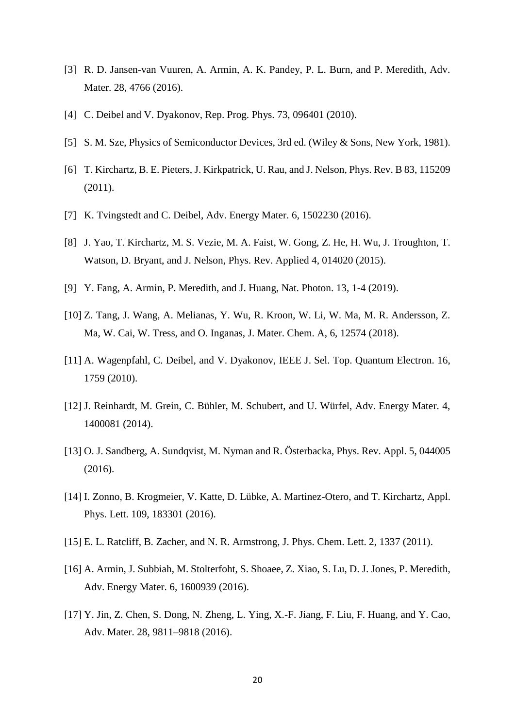[3] R. D. Jansen-van Vuuren, A. Armin, A. K. Pandey, P. L. Burn, and P. Meredith, Adv. Mater. 28, 4766 (2016).

[4] C. Deibel and V. Dyakonov, Rep. Prog. Phys. 73, 096401 (2010).

[5] S. M. Sze, Physics of Semiconductor Devices, 3rd ed. (Wiley & Sons, New York, 1981).

[6] T. Kirchartz, B. E. Pieters, J. Kirkpatrick, U. Rau, and J. Nelson, Phys. Rev. B 83, 115209 (2011).

[7] K. Tvingstedt and C. Deibel, Adv. Energy Mater. 6, 1502230 (2016).

[8] J. Yao, T. Kirchartz, M. S. Vezie, M. A. Faist, W. Gong, Z. He, H. Wu, J. Troughton, T. Watson, D. Bryant, and J. Nelson, Phys. Rev. Applied 4, 014020 (2015).

[9] Y. Fang, A. Armin, P. Meredith, and J. Huang, Nat. Photon. 13, 1-4 (2019).

[10] Z. Tang, J. Wang, A. Melianas, Y. Wu, R. Kroon, W. Li, W. Ma, M. R. Andersson, Z. Ma, W. Cai, W. Tress, and O. Inganas, J. Mater. Chem. A, 6, 12574 (2018).

[11] A. Wagenpfahl, C. Deibel, and V. Dyakonov, IEEE J. Sel. Top. Quantum Electron. 16, 1759 (2010).

[12] J. Reinhardt, M. Grein, C. Bühler, M. Schubert, and U. Würfel, Adv. Energy Mater. 4, 1400081 (2014).

[13] O. J. Sandberg, A. Sundqvist, M. Nyman and R. Österbacka, Phys. Rev. Appl. 5, 044005 (2016).

[14] I. Zonno, B. Krogmeier, V. Katte, D. Lübke, A. Martinez-Otero, and T. Kirchartz, Appl. Phys. Lett. 109, 183301 (2016).

[15] E. L. Ratcliff, B. Zacher, and N. R. Armstrong, J. Phys. Chem. Lett. 2, 1337 (2011).

[16] A. Armin, J. Subbiah, M. Stolterfoht, S. Shoaee, Z. Xiao, S. Lu, D. J. Jones, P. Meredith, Adv. Energy Mater. 6, 1600939 (2016).

[17] Y. Jin, Z. Chen, S. Dong, N. Zheng, L. Ying, X.-F. Jiang, F. Liu, F. Huang, and Y. Cao, Adv. Mater. 28, 9811–9818 (2016).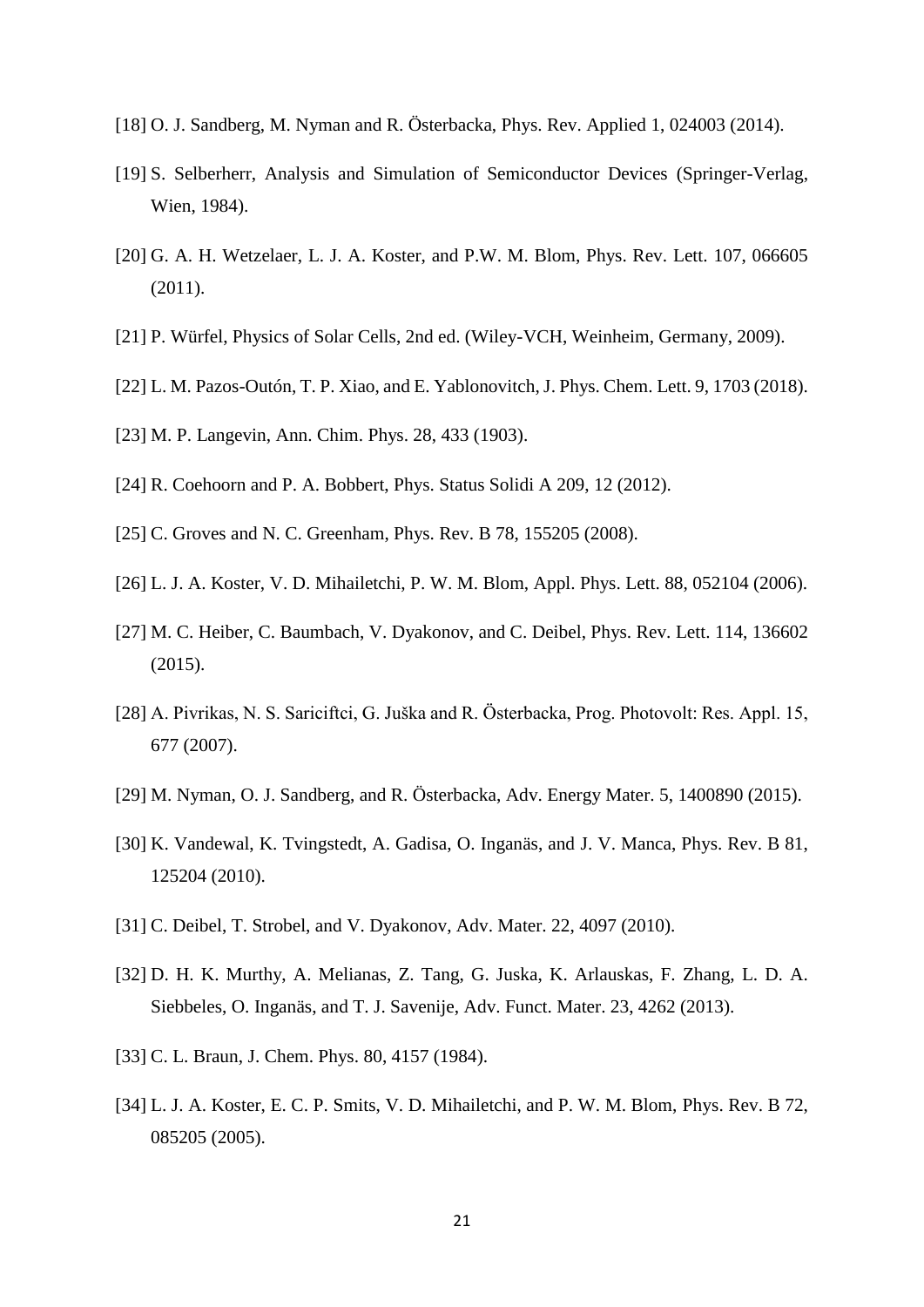[18] O. J. Sandberg, M. Nyman and R. Österbacka, Phys. Rev. Applied 1, 024003 (2014).

[19] S. Selberherr, Analysis and Simulation of Semiconductor Devices (Springer-Verlag, Wien, 1984).

[20] G. A. H. Wetzelaer, L. J. A. Koster, and P.W. M. Blom, Phys. Rev. Lett. 107, 066605 (2011).

[21] P. Würfel, Physics of Solar Cells, 2nd ed. (Wiley-VCH, Weinheim, Germany, 2009).

[22] L. M. Pazos-Outón, T. P. Xiao, and E. Yablonovitch, J. Phys. Chem. Lett. 9, 1703 (2018).

[23] M. P. Langevin, Ann. Chim. Phys. 28, 433 (1903).

[24] R. Coehoorn and P. A. Bobbert, Phys. Status Solidi A 209, 12 (2012).

[25] C. Groves and N. C. Greenham, Phys. Rev. B 78, 155205 (2008).

[26] L. J. A. Koster, V. D. Mihailetchi, P. W. M. Blom, Appl. Phys. Lett. 88, 052104 (2006).

[27] M. C. Heiber, C. Baumbach, V. Dyakonov, and C. Deibel, Phys. Rev. Lett. 114, 136602 (2015).

[28] A. Pivrikas, N. S. Sariciftci, G. Juška and R. Österbacka, Prog. Photovolt: Res. Appl. 15, 677 (2007).

[29] M. Nyman, O. J. Sandberg, and R. Österbacka, Adv. Energy Mater. 5, 1400890 (2015).

[30] K. Vandewal, K. Tvingstedt, A. Gadisa, O. Inganäs, and J. V. Manca, Phys. Rev. B 81, 125204 (2010).

[31] C. Deibel, T. Strobel, and V. Dyakonov, Adv. Mater. 22, 4097 (2010).

[32] D. H. K. Murthy, A. Melianas, Z. Tang, G. Juska, K. Arlauskas, F. Zhang, L. D. A. Siebbeles, O. Inganäs, and T. J. Savenije, Adv. Funct. Mater. 23, 4262 (2013).

[33] C. L. Braun, J. Chem. Phys. 80, 4157 (1984).

[34] L. J. A. Koster, E. C. P. Smits, V. D. Mihailetchi, and P. W. M. Blom, Phys. Rev. B 72, 085205 (2005).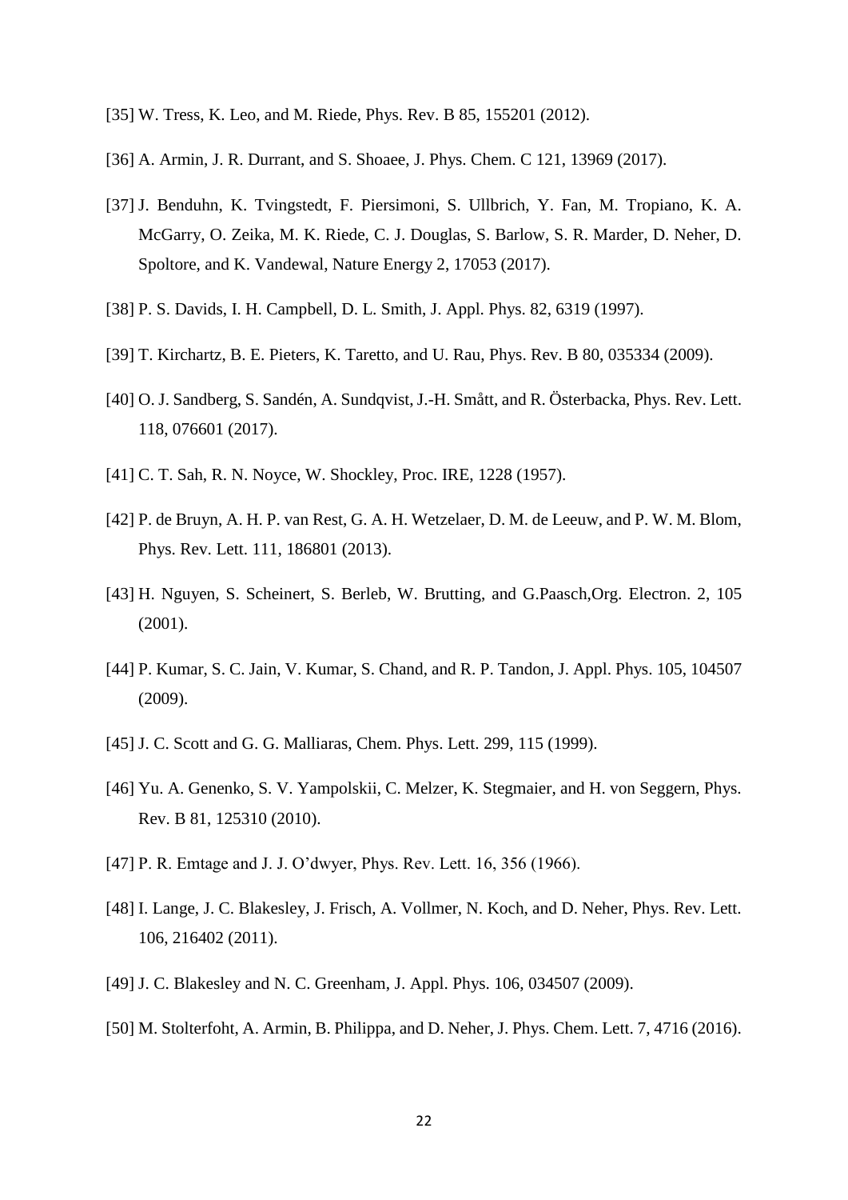[35] W. Tress, K. Leo, and M. Riede, Phys. Rev. B 85, 155201 (2012).

[36] A. Armin, J. R. Durrant, and S. Shoaee, J. Phys. Chem. C 121, 13969 (2017).

[37] J. Benduhn, K. Tvingstedt, F. Piersimoni, S. Ullbrich, Y. Fan, M. Tropiano, K. A. McGarry, O. Zeika, M. K. Riede, C. J. Douglas, S. Barlow, S. R. Marder, D. Neher, D. Spoltore, and K. Vandewal, Nature Energy 2, 17053 (2017).

[38] P. S. Davids, I. H. Campbell, D. L. Smith, J. Appl. Phys. 82, 6319 (1997).

[39] T. Kirchartz, B. E. Pieters, K. Taretto, and U. Rau, Phys. Rev. B 80, 035334 (2009).

[40] O. J. Sandberg, S. Sandén, A. Sundqvist, J.-H. Smått, and R. Österbacka, Phys. Rev. Lett. 118, 076601 (2017).

[41] C. T. Sah, R. N. Noyce, W. Shockley, Proc. IRE, 1228 (1957).

[42] P. de Bruyn, A. H. P. van Rest, G. A. H. Wetzelaer, D. M. de Leeuw, and P. W. M. Blom, Phys. Rev. Lett. 111, 186801 (2013).

[43] H. Nguyen, S. Scheinert, S. Berleb, W. Brutting, and G.Paasch,Org. Electron. 2, 105 (2001).

[44] P. Kumar, S. C. Jain, V. Kumar, S. Chand, and R. P. Tandon, J. Appl. Phys. 105, 104507 (2009).

[45] J. C. Scott and G. G. Malliaras, Chem. Phys. Lett. 299, 115 (1999).

[46] Yu. A. Genenko, S. V. Yampolskii, C. Melzer, K. Stegmaier, and H. von Seggern, Phys. Rev. B 81, 125310 (2010).

[47] P. R. Emtage and J. J. O'dwyer, Phys. Rev. Lett. 16, 356 (1966).

[48] I. Lange, J. C. Blakesley, J. Frisch, A. Vollmer, N. Koch, and D. Neher, Phys. Rev. Lett. 106, 216402 (2011).

[49] J. C. Blakesley and N. C. Greenham, J. Appl. Phys. 106, 034507 (2009).

[50] M. Stolterfoht, A. Armin, B. Philippa, and D. Neher, J. Phys. Chem. Lett. 7, 4716 (2016).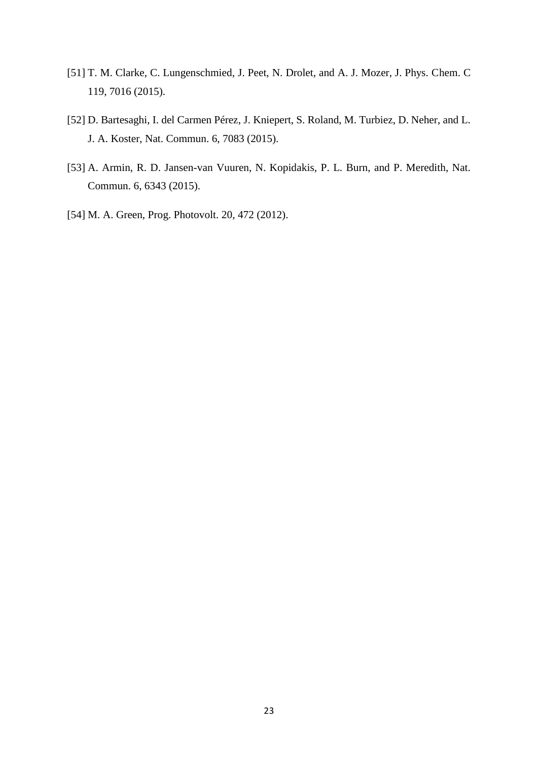[51] T. M. Clarke, C. Lungenschmied, J. Peet, N. Drolet, and A. J. Mozer, J. Phys. Chem. C 119, 7016 (2015).

[52] D. Bartesaghi, I. del Carmen Pérez, J. Kniepert, S. Roland, M. Turbiez, D. Neher, and L. J. A. Koster, Nat. Commun. 6, 7083 (2015).

[53] A. Armin, R. D. Jansen-van Vuuren, N. Kopidakis, P. L. Burn, and P. Meredith, Nat. Commun. 6, 6343 (2015).

[54] M. A. Green, Prog. Photovolt. 20, 472 (2012).